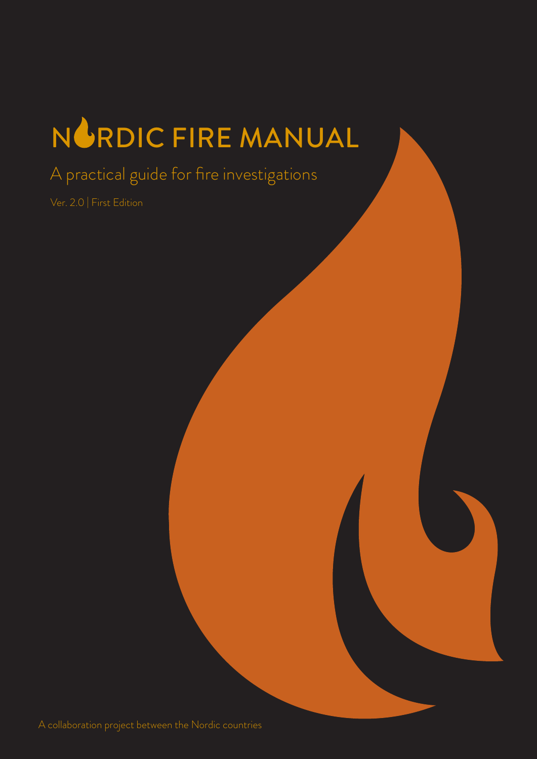# NORDIC FIRE MANUAL

A practical guide for fire investigations

Ver. 2.0 | First Edition

A collaboration project between the Nordic countries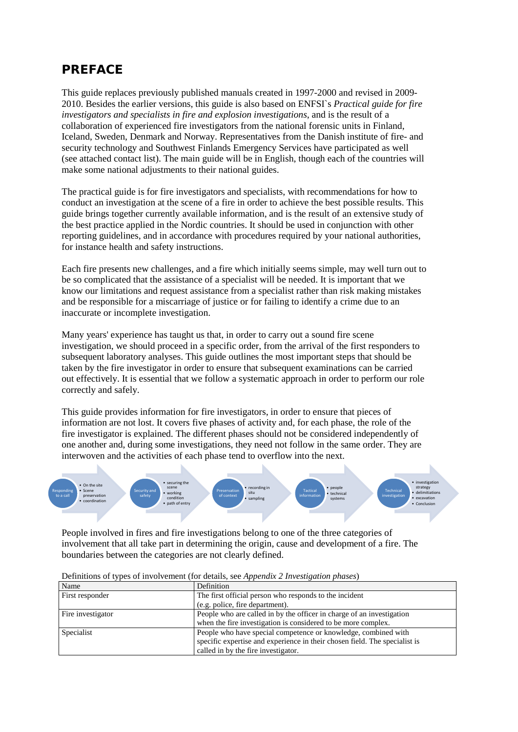# PREFACE

This guide replaces previously published manuals created in 1997-2000 and revised in 2009-2010. Besides the earlier versions, this guide is also based on ENFSI`s *Practical guide for fire investigators and specialists in fire and explosion investigations*, and is the result of a collaboration of experienced fire investigators from the national forensic units in Finland, Iceland, Sweden, Denmark and Norway. Representatives from the Danish institute of fire- and security technology and Southwest Finlands Emergency Services have participated as well (see attached contact list). The main guide will be in English, though each of the countries will make some national adjustments to their national guides.

The practical guide is for fire investigators and specialists, with recommendations for how to conduct an investigation at the scene of a fire in order to achieve the best possible results. This guide brings together currently available information, and is the result of an extensive study of the best practice applied in the Nordic countries. It should be used in conjunction with other reporting guidelines, and in accordance with procedures required by your national authorities, for instance health and safety instructions.

Each fire presents new challenges, and a fire which initially seems simple, may well turn out to be so complicated that the assistance of a specialist will be needed. It is important that we know our limitations and request assistance from a specialist rather than risk making mistakes and be responsible for a miscarriage of justice or for failing to identify a crime due to an inaccurate or incomplete investigation.

Many years' experience has taught us that, in order to carry out a sound fire scene investigation, we should proceed in a specific order, from the arrival of the first responders to subsequent laboratory analyses. This guide outlines the most important steps that should be taken by the fire investigator in order to ensure that subsequent examinations can be carried out effectively. It is essential that we follow a systematic approach in order to perform our role correctly and safely.

This guide provides information for fire investigators, in order to ensure that pieces of information are not lost. It covers five phases of activity and, for each phase, the role of the fire investigator is explained. The different phases should not be considered independently of one another and, during some investigations, they need not follow in the same order. They are interwoven and the activities of each phase tend to overflow into the next.

- **Responding to a call**
  - On the site
  - Scene preservation
  - coordination
- **Security and safety**
  - securing the scene
  - working condition
  - path of entry
- **Preservation of context**
  - recording in situ
  - sampling
- **Tactical information**
  - people
  - technical systems
- **Technical investigation**
  - investigation strategy
  - delimitiations
  - excavation
  - Conclusion

People involved in fires and fire investigations belong to one of the three categories of involvement that all take part in determining the origin, cause and development of a fire. The boundaries between the categories are not clearly defined.

Definitions of types of involvement (for details, see *Appendix 2 Investigation phases*)

| Name | Definition |
|---|---|
| First responder | The first official person who responds to the incident (e.g. police, fire department). |
| Fire investigator | People who are called in by the officer in charge of an investigation when the fire investigation is considered to be more complex. |
| Specialist | People who have special competence or knowledge, combined with specific expertise and experience in their chosen field. The specialist is called in by the fire investigator. |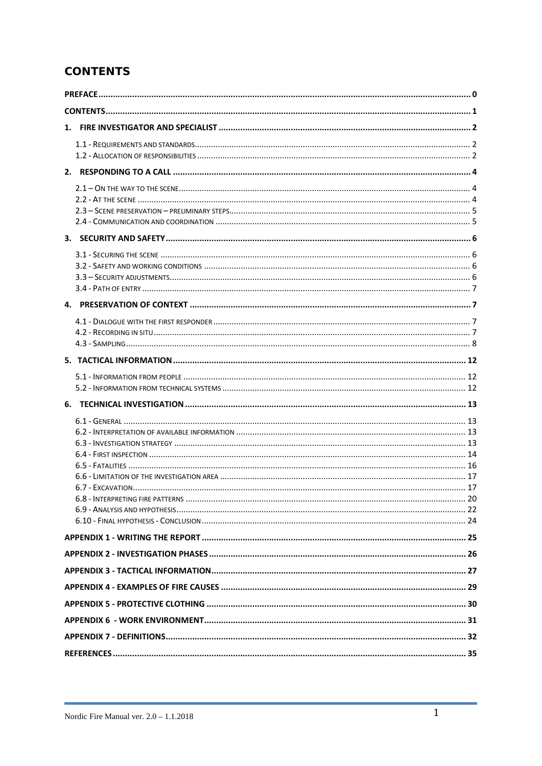# CONTENTS

- PREFACE ... 0
- CONTENTS ... 1
- 1. FIRE INVESTIGATOR AND SPECIALIST ... 2
  - 1.1 - Requirements and standards ... 2
  - 1.2 - Allocation of responsibilities ... 2
- 2. RESPONDING TO A CALL ... 4
  - 2.1 – On the way to the scene ... 4
  - 2.2 - At the scene ... 4
  - 2.3 – Scene preservation – preliminary steps ... 5
  - 2.4 - Communication and coordination ... 5
- 3. SECURITY AND SAFETY ... 6
  - 3.1 - Securing the scene ... 6
  - 3.2 - Safety and working conditions ... 6
  - 3.3 – Security adjustments ... 6
  - 3.4 - Path of entry ... 7
- 4. PRESERVATION OF CONTEXT ... 7
  - 4.1 - Dialogue with the first responder ... 7
  - 4.2 - Recording in situ ... 7
  - 4.3 - Sampling ... 8
- 5. TACTICAL INFORMATION ... 12
  - 5.1 - Information from people ... 12
  - 5.2 - Information from technical systems ... 12
- 6. TECHNICAL INVESTIGATION ... 13
  - 6.1 - General ... 13
  - 6.2 - Interpretation of available information ... 13
  - 6.3 - Investigation strategy ... 13
  - 6.4 - First inspection ... 14
  - 6.5 - Fatalities ... 16
  - 6.6 - Limitation of the investigation area ... 17
  - 6.7 - Excavation ... 17
  - 6.8 - Interpreting fire patterns ... 20
  - 6.9 - Analysis and hypothesis ... 22
  - 6.10 - Final hypothesis - Conclusion ... 24
- APPENDIX 1 - WRITING THE REPORT ... 25
- APPENDIX 2 - INVESTIGATION PHASES ... 26
- APPENDIX 3 - TACTICAL INFORMATION ... 27
- APPENDIX 4 - EXAMPLES OF FIRE CAUSES ... 29
- APPENDIX 5 - PROTECTIVE CLOTHING ... 30
- APPENDIX 6 - WORK ENVIRONMENT ... 31
- APPENDIX 7 - DEFINITIONS ... 32
- REFERENCES ... 35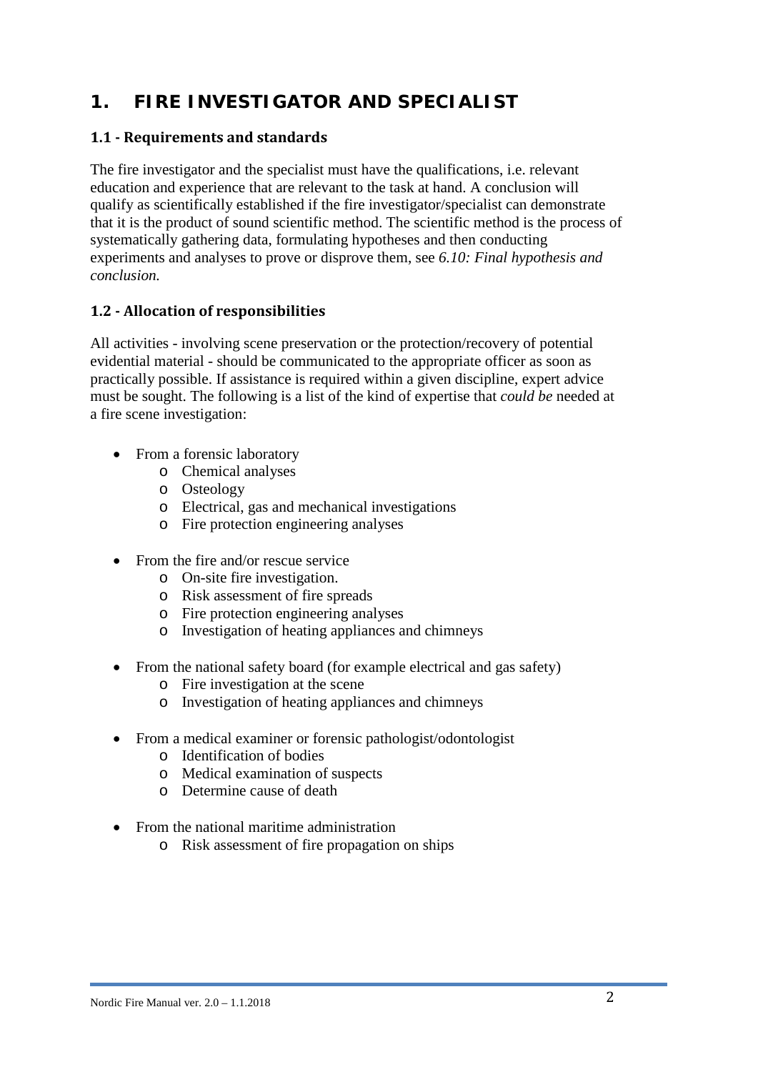# 1. FIRE INVESTIGATOR AND SPECIALIST

## 1.1 - Requirements and standards

The fire investigator and the specialist must have the qualifications, i.e. relevant education and experience that are relevant to the task at hand. A conclusion will qualify as scientifically established if the fire investigator/specialist can demonstrate that it is the product of sound scientific method. The scientific method is the process of systematically gathering data, formulating hypotheses and then conducting experiments and analyses to prove or disprove them, see *6.10: Final hypothesis and conclusion.*

## 1.2 - Allocation of responsibilities

All activities - involving scene preservation or the protection/recovery of potential evidential material - should be communicated to the appropriate officer as soon as practically possible. If assistance is required within a given discipline, expert advice must be sought. The following is a list of the kind of expertise that *could be* needed at a fire scene investigation:

- From a forensic laboratory
  - Chemical analyses
  - Osteology
  - Electrical, gas and mechanical investigations
  - Fire protection engineering analyses
- From the fire and/or rescue service
  - On-site fire investigation.
  - Risk assessment of fire spreads
  - Fire protection engineering analyses
  - Investigation of heating appliances and chimneys
- From the national safety board (for example electrical and gas safety)
  - Fire investigation at the scene
  - Investigation of heating appliances and chimneys
- From a medical examiner or forensic pathologist/odontologist
  - Identification of bodies
  - Medical examination of suspects
  - Determine cause of death
- From the national maritime administration
  - Risk assessment of fire propagation on ships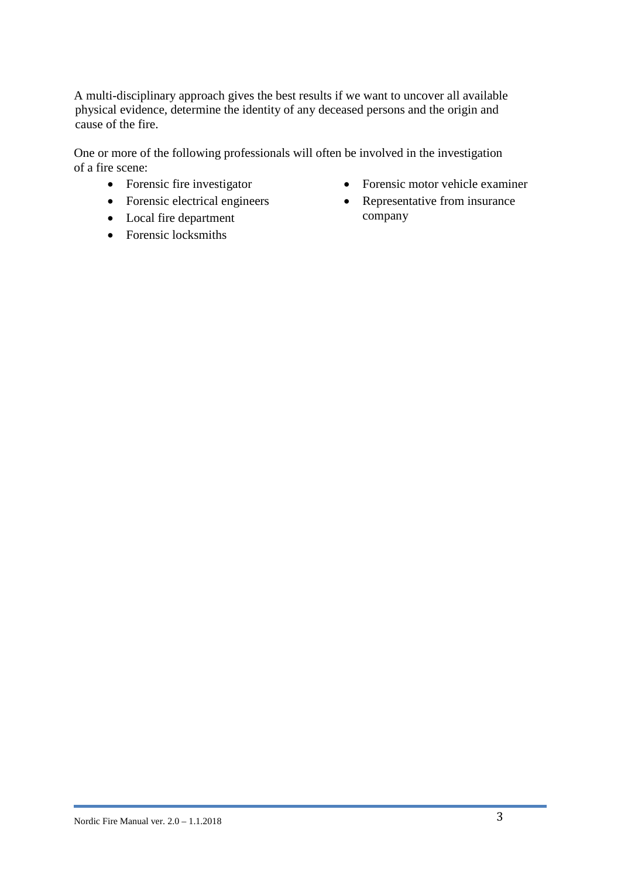A multi-disciplinary approach gives the best results if we want to uncover all available physical evidence, determine the identity of any deceased persons and the origin and cause of the fire.

One or more of the following professionals will often be involved in the investigation of a fire scene:

- Forensic fire investigator
- Forensic electrical engineers
- Local fire department
- Forensic locksmiths
- Forensic motor vehicle examiner
- Representative from insurance company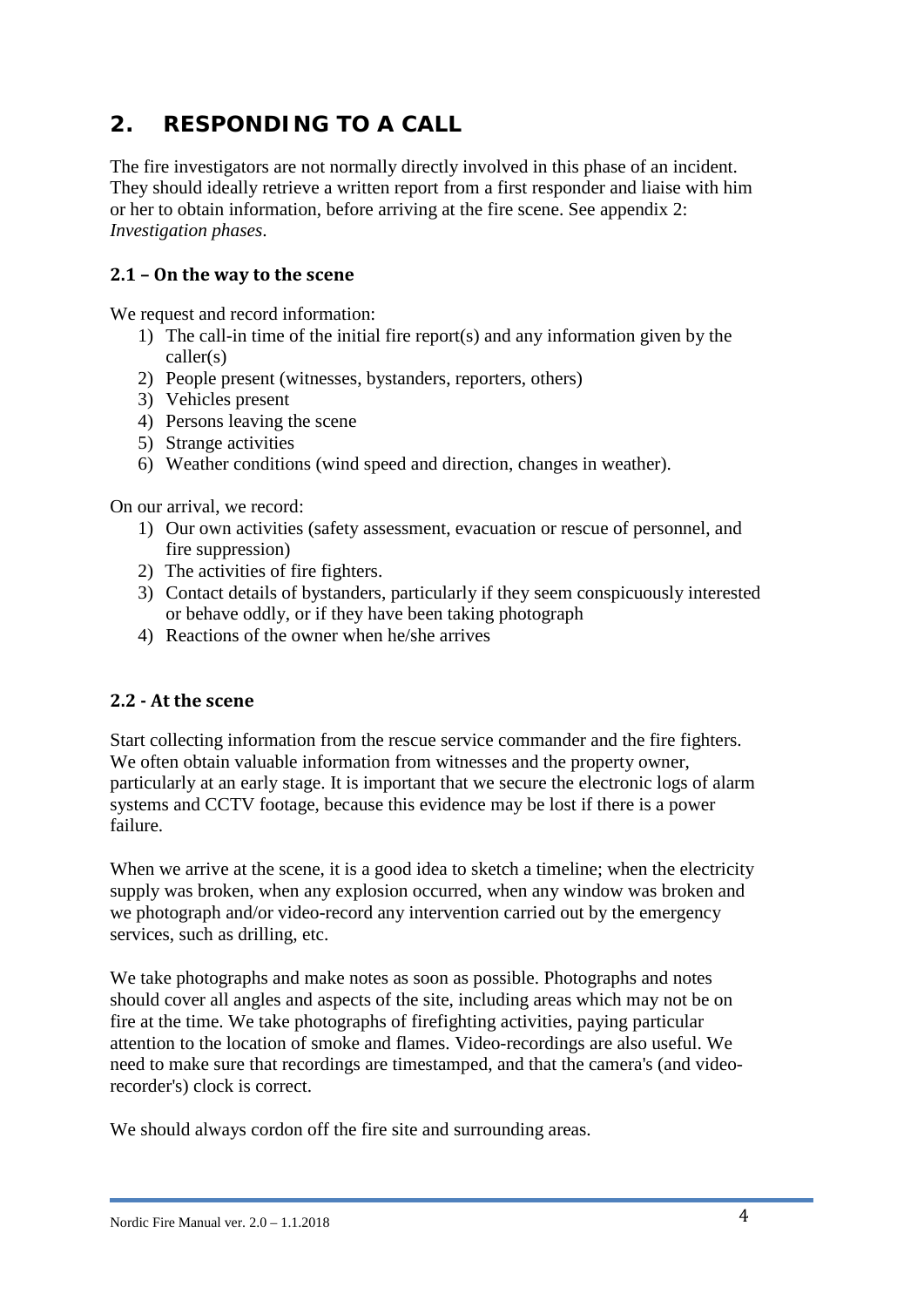## 2. RESPONDING TO A CALL

The fire investigators are not normally directly involved in this phase of an incident. They should ideally retrieve a written report from a first responder and liaise with him or her to obtain information, before arriving at the fire scene. See appendix 2: *Investigation phases*.

### 2.1 – On the way to the scene

We request and record information:

1) The call-in time of the initial fire report(s) and any information given by the caller(s)
2) People present (witnesses, bystanders, reporters, others)
3) Vehicles present
4) Persons leaving the scene
5) Strange activities
6) Weather conditions (wind speed and direction, changes in weather).

On our arrival, we record:

1) Our own activities (safety assessment, evacuation or rescue of personnel, and fire suppression)
2) The activities of fire fighters.
3) Contact details of bystanders, particularly if they seem conspicuously interested or behave oddly, or if they have been taking photograph
4) Reactions of the owner when he/she arrives

### 2.2 - At the scene

Start collecting information from the rescue service commander and the fire fighters. We often obtain valuable information from witnesses and the property owner, particularly at an early stage. It is important that we secure the electronic logs of alarm systems and CCTV footage, because this evidence may be lost if there is a power failure.

When we arrive at the scene, it is a good idea to sketch a timeline; when the electricity supply was broken, when any explosion occurred, when any window was broken and we photograph and/or video-record any intervention carried out by the emergency services, such as drilling, etc.

We take photographs and make notes as soon as possible. Photographs and notes should cover all angles and aspects of the site, including areas which may not be on fire at the time. We take photographs of firefighting activities, paying particular attention to the location of smoke and flames. Video-recordings are also useful. We need to make sure that recordings are timestamped, and that the camera's (and video-recorder's) clock is correct.

We should always cordon off the fire site and surrounding areas.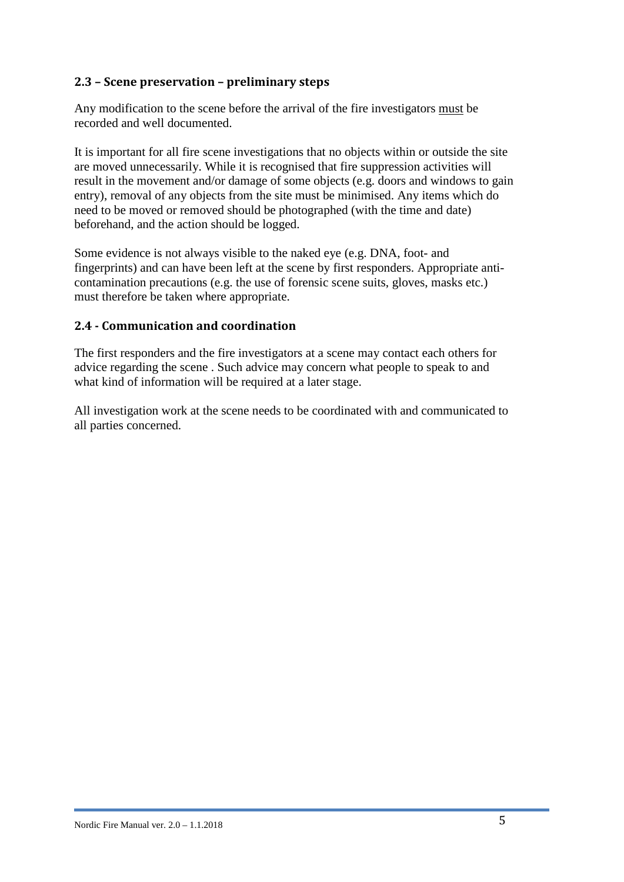## 2.3 – Scene preservation – preliminary steps

Any modification to the scene before the arrival of the fire investigators must be recorded and well documented.

It is important for all fire scene investigations that no objects within or outside the site are moved unnecessarily. While it is recognised that fire suppression activities will result in the movement and/or damage of some objects (e.g. doors and windows to gain entry), removal of any objects from the site must be minimised. Any items which do need to be moved or removed should be photographed (with the time and date) beforehand, and the action should be logged.

Some evidence is not always visible to the naked eye (e.g. DNA, foot- and fingerprints) and can have been left at the scene by first responders. Appropriate anti-contamination precautions (e.g. the use of forensic scene suits, gloves, masks etc.) must therefore be taken where appropriate.

## 2.4 - Communication and coordination

The first responders and the fire investigators at a scene may contact each others for advice regarding the scene . Such advice may concern what people to speak to and what kind of information will be required at a later stage.

All investigation work at the scene needs to be coordinated with and communicated to all parties concerned.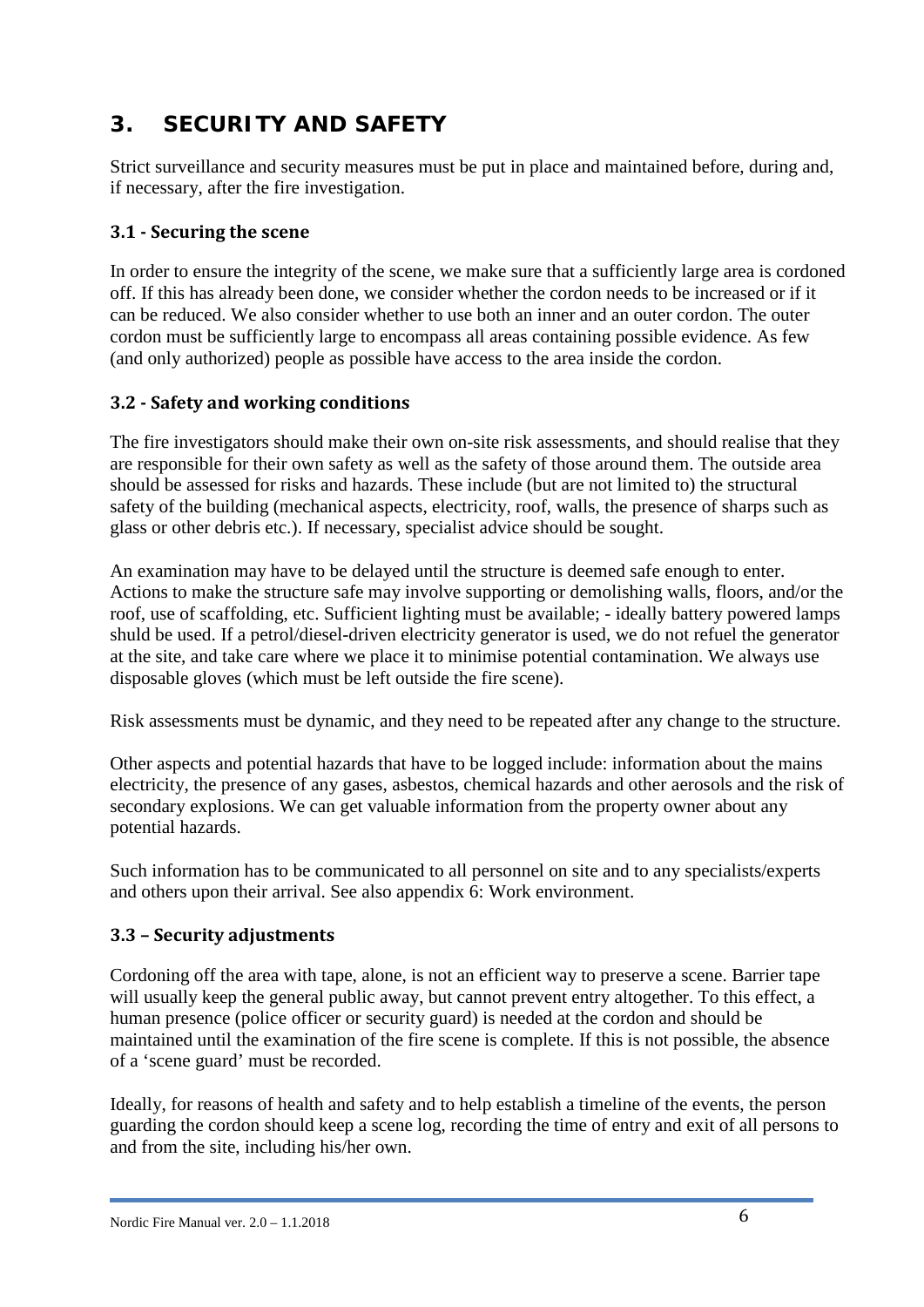# 3. SECURITY AND SAFETY

Strict surveillance and security measures must be put in place and maintained before, during and, if necessary, after the fire investigation.

## 3.1 - Securing the scene

In order to ensure the integrity of the scene, we make sure that a sufficiently large area is cordoned off. If this has already been done, we consider whether the cordon needs to be increased or if it can be reduced. We also consider whether to use both an inner and an outer cordon. The outer cordon must be sufficiently large to encompass all areas containing possible evidence. As few (and only authorized) people as possible have access to the area inside the cordon.

## 3.2 - Safety and working conditions

The fire investigators should make their own on-site risk assessments, and should realise that they are responsible for their own safety as well as the safety of those around them. The outside area should be assessed for risks and hazards. These include (but are not limited to) the structural safety of the building (mechanical aspects, electricity, roof, walls, the presence of sharps such as glass or other debris etc.). If necessary, specialist advice should be sought.

An examination may have to be delayed until the structure is deemed safe enough to enter. Actions to make the structure safe may involve supporting or demolishing walls, floors, and/or the roof, use of scaffolding, etc. Sufficient lighting must be available; - ideally battery powered lamps shuld be used. If a petrol/diesel-driven electricity generator is used, we do not refuel the generator at the site, and take care where we place it to minimise potential contamination. We always use disposable gloves (which must be left outside the fire scene).

Risk assessments must be dynamic, and they need to be repeated after any change to the structure.

Other aspects and potential hazards that have to be logged include: information about the mains electricity, the presence of any gases, asbestos, chemical hazards and other aerosols and the risk of secondary explosions. We can get valuable information from the property owner about any potential hazards.

Such information has to be communicated to all personnel on site and to any specialists/experts and others upon their arrival. See also appendix 6: Work environment.

## 3.3 – Security adjustments

Cordoning off the area with tape, alone, is not an efficient way to preserve a scene. Barrier tape will usually keep the general public away, but cannot prevent entry altogether. To this effect, a human presence (police officer or security guard) is needed at the cordon and should be maintained until the examination of the fire scene is complete. If this is not possible, the absence of a 'scene guard' must be recorded.

Ideally, for reasons of health and safety and to help establish a timeline of the events, the person guarding the cordon should keep a scene log, recording the time of entry and exit of all persons to and from the site, including his/her own.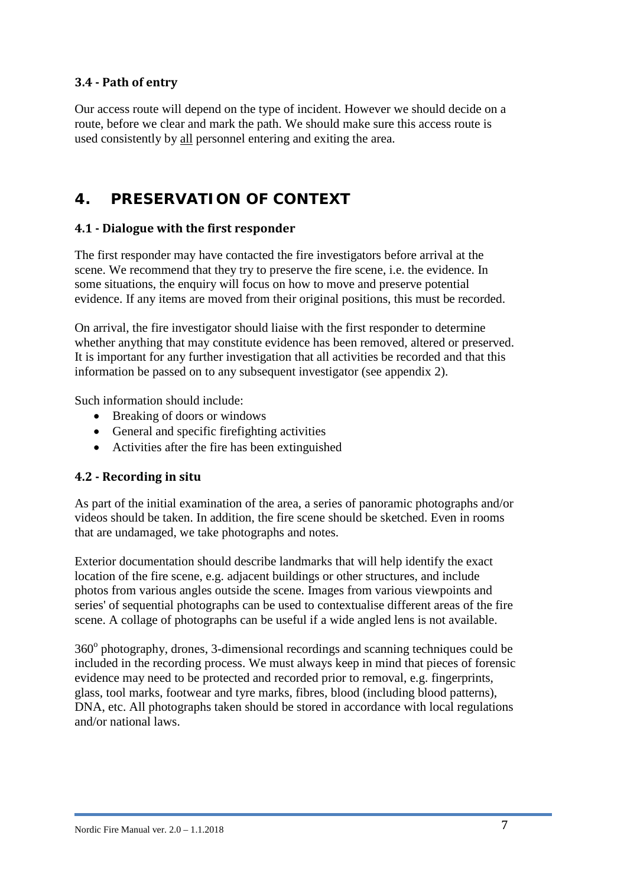### 3.4 - Path of entry

Our access route will depend on the type of incident. However we should decide on a route, before we clear and mark the path. We should make sure this access route is used consistently by all personnel entering and exiting the area.

## 4. PRESERVATION OF CONTEXT

### 4.1 - Dialogue with the first responder

The first responder may have contacted the fire investigators before arrival at the scene. We recommend that they try to preserve the fire scene, i.e. the evidence. In some situations, the enquiry will focus on how to move and preserve potential evidence. If any items are moved from their original positions, this must be recorded.

On arrival, the fire investigator should liaise with the first responder to determine whether anything that may constitute evidence has been removed, altered or preserved. It is important for any further investigation that all activities be recorded and that this information be passed on to any subsequent investigator (see appendix 2).

Such information should include:

- Breaking of doors or windows
- General and specific firefighting activities
- Activities after the fire has been extinguished

### 4.2 - Recording in situ

As part of the initial examination of the area, a series of panoramic photographs and/or videos should be taken. In addition, the fire scene should be sketched. Even in rooms that are undamaged, we take photographs and notes.

Exterior documentation should describe landmarks that will help identify the exact location of the fire scene, e.g. adjacent buildings or other structures, and include photos from various angles outside the scene. Images from various viewpoints and series' of sequential photographs can be used to contextualise different areas of the fire scene. A collage of photographs can be useful if a wide angled lens is not available.

$360^{o}$ photography, drones, 3-dimensional recordings and scanning techniques could be included in the recording process. We must always keep in mind that pieces of forensic evidence may need to be protected and recorded prior to removal, e.g. fingerprints, glass, tool marks, footwear and tyre marks, fibres, blood (including blood patterns), DNA, etc. All photographs taken should be stored in accordance with local regulations and/or national laws.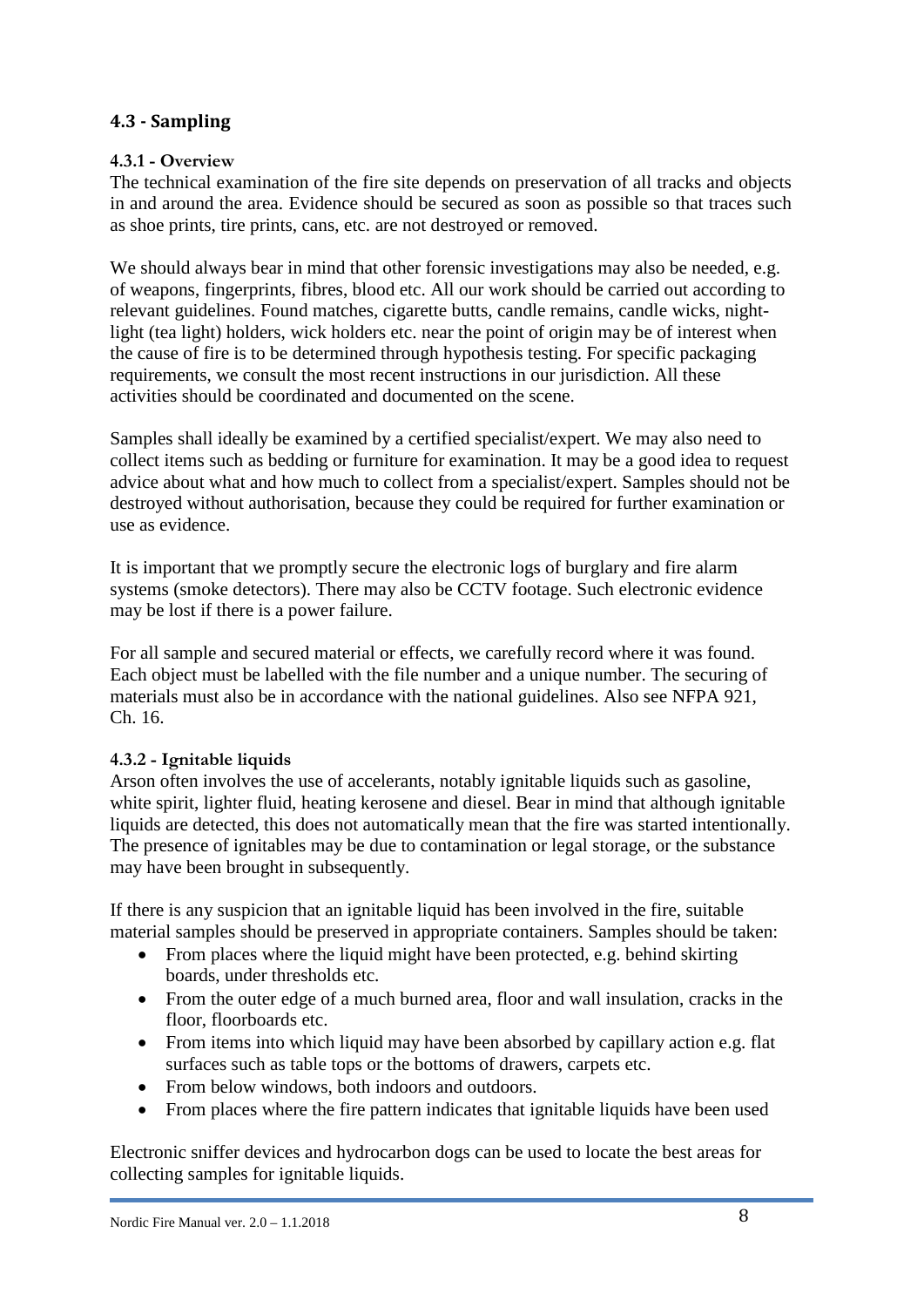## 4.3 - Sampling

### 4.3.1 - Overview

The technical examination of the fire site depends on preservation of all tracks and objects in and around the area. Evidence should be secured as soon as possible so that traces such as shoe prints, tire prints, cans, etc. are not destroyed or removed.

We should always bear in mind that other forensic investigations may also be needed, e.g. of weapons, fingerprints, fibres, blood etc. All our work should be carried out according to relevant guidelines. Found matches, cigarette butts, candle remains, candle wicks, night-light (tea light) holders, wick holders etc. near the point of origin may be of interest when the cause of fire is to be determined through hypothesis testing. For specific packaging requirements, we consult the most recent instructions in our jurisdiction. All these activities should be coordinated and documented on the scene.

Samples shall ideally be examined by a certified specialist/expert. We may also need to collect items such as bedding or furniture for examination. It may be a good idea to request advice about what and how much to collect from a specialist/expert. Samples should not be destroyed without authorisation, because they could be required for further examination or use as evidence.

It is important that we promptly secure the electronic logs of burglary and fire alarm systems (smoke detectors). There may also be CCTV footage. Such electronic evidence may be lost if there is a power failure.

For all sample and secured material or effects, we carefully record where it was found. Each object must be labelled with the file number and a unique number. The securing of materials must also be in accordance with the national guidelines. Also see NFPA 921, Ch. 16.

### 4.3.2 - Ignitable liquids

Arson often involves the use of accelerants, notably ignitable liquids such as gasoline, white spirit, lighter fluid, heating kerosene and diesel. Bear in mind that although ignitable liquids are detected, this does not automatically mean that the fire was started intentionally. The presence of ignitables may be due to contamination or legal storage, or the substance may have been brought in subsequently.

If there is any suspicion that an ignitable liquid has been involved in the fire, suitable material samples should be preserved in appropriate containers. Samples should be taken:

- From places where the liquid might have been protected, e.g. behind skirting boards, under thresholds etc.
- From the outer edge of a much burned area, floor and wall insulation, cracks in the floor, floorboards etc.
- From items into which liquid may have been absorbed by capillary action e.g. flat surfaces such as table tops or the bottoms of drawers, carpets etc.
- From below windows, both indoors and outdoors.
- From places where the fire pattern indicates that ignitable liquids have been used

Electronic sniffer devices and hydrocarbon dogs can be used to locate the best areas for collecting samples for ignitable liquids.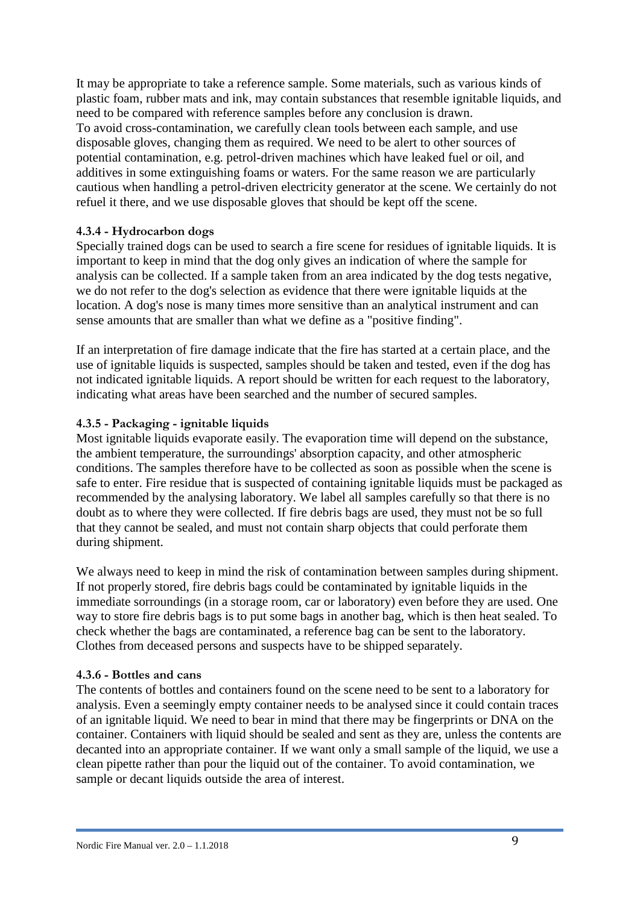It may be appropriate to take a reference sample. Some materials, such as various kinds of plastic foam, rubber mats and ink, may contain substances that resemble ignitable liquids, and need to be compared with reference samples before any conclusion is drawn.
To avoid cross-contamination, we carefully clean tools between each sample, and use disposable gloves, changing them as required. We need to be alert to other sources of potential contamination, e.g. petrol-driven machines which have leaked fuel or oil, and additives in some extinguishing foams or waters. For the same reason we are particularly cautious when handling a petrol-driven electricity generator at the scene. We certainly do not refuel it there, and we use disposable gloves that should be kept off the scene.

#### 4.3.4 - Hydrocarbon dogs

Specially trained dogs can be used to search a fire scene for residues of ignitable liquids. It is important to keep in mind that the dog only gives an indication of where the sample for analysis can be collected. If a sample taken from an area indicated by the dog tests negative, we do not refer to the dog's selection as evidence that there were ignitable liquids at the location. A dog's nose is many times more sensitive than an analytical instrument and can sense amounts that are smaller than what we define as a "positive finding".

If an interpretation of fire damage indicate that the fire has started at a certain place, and the use of ignitable liquids is suspected, samples should be taken and tested, even if the dog has not indicated ignitable liquids. A report should be written for each request to the laboratory, indicating what areas have been searched and the number of secured samples.

#### 4.3.5 - Packaging - ignitable liquids

Most ignitable liquids evaporate easily. The evaporation time will depend on the substance, the ambient temperature, the surroundings' absorption capacity, and other atmospheric conditions. The samples therefore have to be collected as soon as possible when the scene is safe to enter. Fire residue that is suspected of containing ignitable liquids must be packaged as recommended by the analysing laboratory. We label all samples carefully so that there is no doubt as to where they were collected. If fire debris bags are used, they must not be so full that they cannot be sealed, and must not contain sharp objects that could perforate them during shipment.

We always need to keep in mind the risk of contamination between samples during shipment. If not properly stored, fire debris bags could be contaminated by ignitable liquids in the immediate sorroundings (in a storage room, car or laboratory) even before they are used. One way to store fire debris bags is to put some bags in another bag, which is then heat sealed. To check whether the bags are contaminated, a reference bag can be sent to the laboratory. Clothes from deceased persons and suspects have to be shipped separately.

#### 4.3.6 - Bottles and cans

The contents of bottles and containers found on the scene need to be sent to a laboratory for analysis. Even a seemingly empty container needs to be analysed since it could contain traces of an ignitable liquid. We need to bear in mind that there may be fingerprints or DNA on the container. Containers with liquid should be sealed and sent as they are, unless the contents are decanted into an appropriate container. If we want only a small sample of the liquid, we use a clean pipette rather than pour the liquid out of the container. To avoid contamination, we sample or decant liquids outside the area of interest.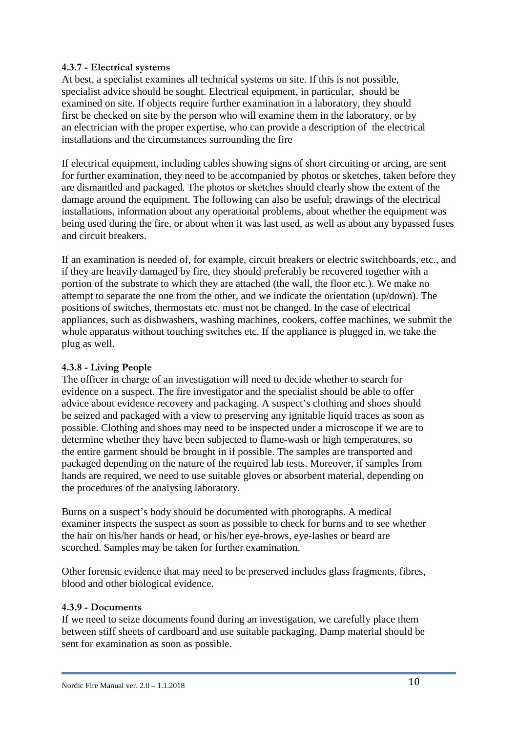#### 4.3.7 - Electrical systems

At best, a specialist examines all technical systems on site. If this is not possible, specialist advice should be sought. Electrical equipment, in particular, should be examined on site. If objects require further examination in a laboratory, they should first be checked on site by the person who will examine them in the laboratory, or by an electrician with the proper expertise, who can provide a description of the electrical installations and the circumstances surrounding the fire

If electrical equipment, including cables showing signs of short circuiting or arcing, are sent for further examination, they need to be accompanied by photos or sketches, taken before they are dismantled and packaged. The photos or sketches should clearly show the extent of the damage around the equipment. The following can also be useful; drawings of the electrical installations, information about any operational problems, about whether the equipment was being used during the fire, or about when it was last used, as well as about any bypassed fuses and circuit breakers.

If an examination is needed of, for example, circuit breakers or electric switchboards, etc., and if they are heavily damaged by fire, they should preferably be recovered together with a portion of the substrate to which they are attached (the wall, the floor etc.). We make no attempt to separate the one from the other, and we indicate the orientation (up/down). The positions of switches, thermostats etc. must not be changed. In the case of electrical appliances, such as dishwashers, washing machines, cookers, coffee machines, we submit the whole apparatus without touching switches etc. If the appliance is plugged in, we take the plug as well.

#### 4.3.8 - Living People

The officer in charge of an investigation will need to decide whether to search for evidence on a suspect. The fire investigator and the specialist should be able to offer advice about evidence recovery and packaging. A suspect's clothing and shoes should be seized and packaged with a view to preserving any ignitable liquid traces as soon as possible. Clothing and shoes may need to be inspected under a microscope if we are to determine whether they have been subjected to flame-wash or high temperatures, so the entire garment should be brought in if possible. The samples are transported and packaged depending on the nature of the required lab tests. Moreover, if samples from hands are required, we need to use suitable gloves or absorbent material, depending on the procedures of the analysing laboratory.

Burns on a suspect's body should be documented with photographs. A medical examiner inspects the suspect as soon as possible to check for burns and to see whether the hair on his/her hands or head, or his/her eye-brows, eye-lashes or beard are scorched. Samples may be taken for further examination.

Other forensic evidence that may need to be preserved includes glass fragments, fibres, blood and other biological evidence.

#### 4.3.9 - Documents

If we need to seize documents found during an investigation, we carefully place them between stiff sheets of cardboard and use suitable packaging. Damp material should be sent for examination as soon as possible.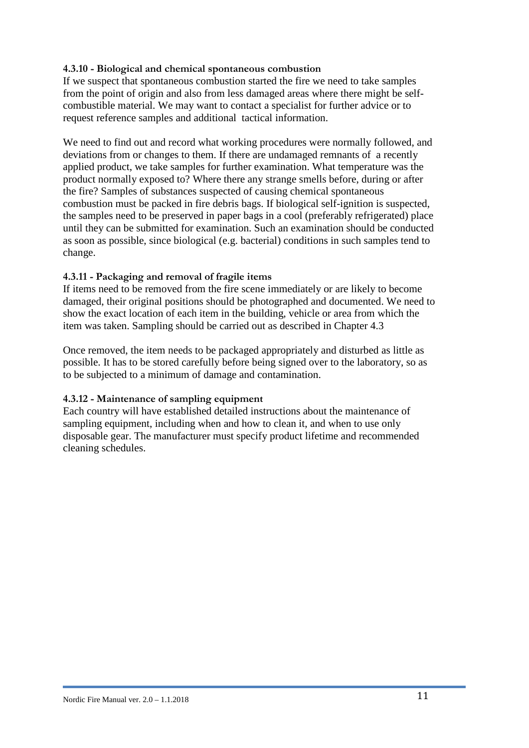#### 4.3.10 - Biological and chemical spontaneous combustion

If we suspect that spontaneous combustion started the fire we need to take samples from the point of origin and also from less damaged areas where there might be self-combustible material. We may want to contact a specialist for further advice or to request reference samples and additional tactical information.

We need to find out and record what working procedures were normally followed, and deviations from or changes to them. If there are undamaged remnants of a recently applied product, we take samples for further examination. What temperature was the product normally exposed to? Where there any strange smells before, during or after the fire? Samples of substances suspected of causing chemical spontaneous combustion must be packed in fire debris bags. If biological self-ignition is suspected, the samples need to be preserved in paper bags in a cool (preferably refrigerated) place until they can be submitted for examination. Such an examination should be conducted as soon as possible, since biological (e.g. bacterial) conditions in such samples tend to change.

#### 4.3.11 - Packaging and removal of fragile items

If items need to be removed from the fire scene immediately or are likely to become damaged, their original positions should be photographed and documented. We need to show the exact location of each item in the building, vehicle or area from which the item was taken. Sampling should be carried out as described in Chapter 4.3

Once removed, the item needs to be packaged appropriately and disturbed as little as possible. It has to be stored carefully before being signed over to the laboratory, so as to be subjected to a minimum of damage and contamination.

#### 4.3.12 - Maintenance of sampling equipment

Each country will have established detailed instructions about the maintenance of sampling equipment, including when and how to clean it, and when to use only disposable gear. The manufacturer must specify product lifetime and recommended cleaning schedules.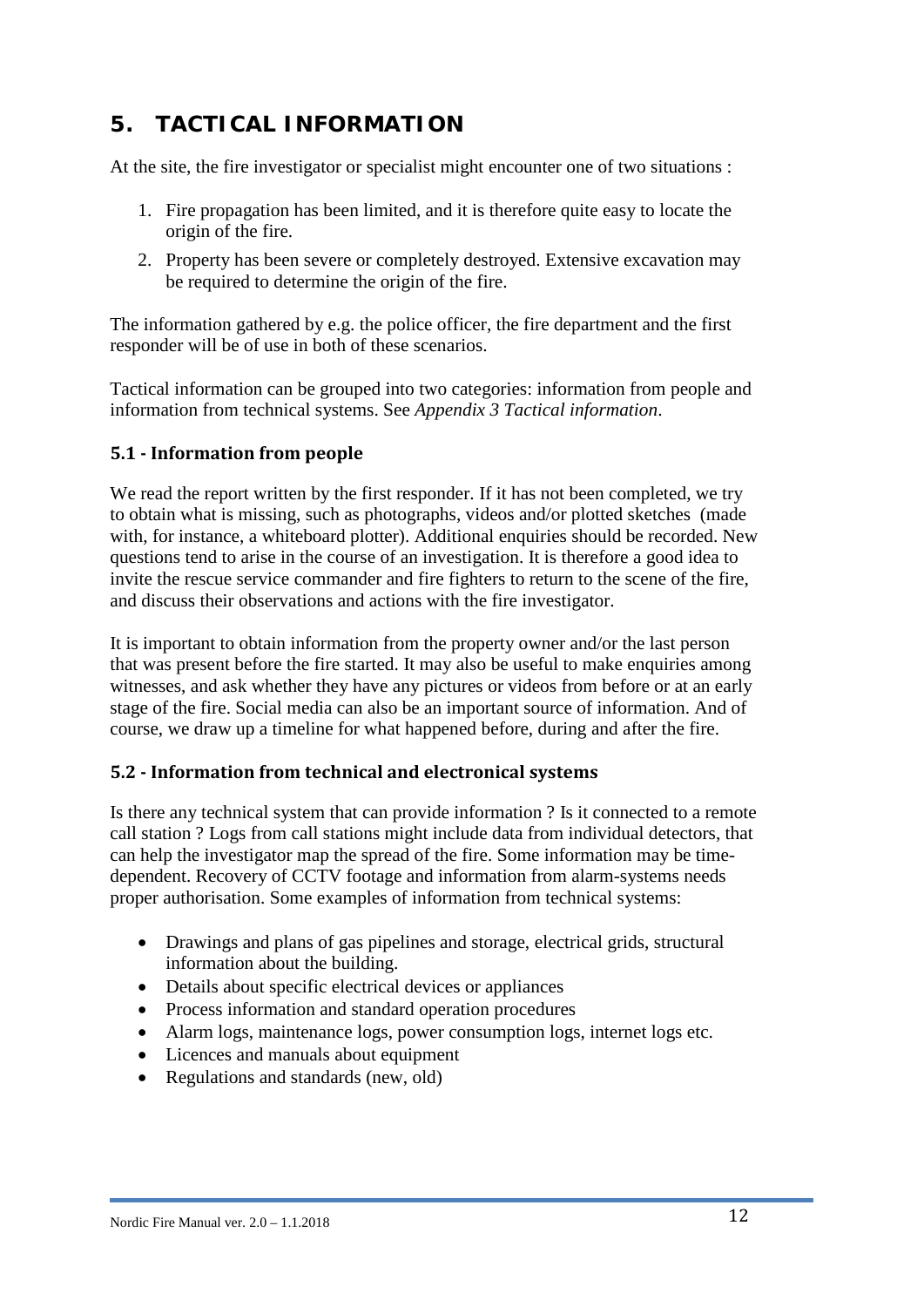# 5. TACTICAL INFORMATION

At the site, the fire investigator or specialist might encounter one of two situations :

1. Fire propagation has been limited, and it is therefore quite easy to locate the origin of the fire.
2. Property has been severe or completely destroyed. Extensive excavation may be required to determine the origin of the fire.

The information gathered by e.g. the police officer, the fire department and the first responder will be of use in both of these scenarios.

Tactical information can be grouped into two categories: information from people and information from technical systems. See *Appendix 3 Tactical information*.

### 5.1 - Information from people

We read the report written by the first responder. If it has not been completed, we try to obtain what is missing, such as photographs, videos and/or plotted sketches (made with, for instance, a whiteboard plotter). Additional enquiries should be recorded. New questions tend to arise in the course of an investigation. It is therefore a good idea to invite the rescue service commander and fire fighters to return to the scene of the fire, and discuss their observations and actions with the fire investigator.

It is important to obtain information from the property owner and/or the last person that was present before the fire started. It may also be useful to make enquiries among witnesses, and ask whether they have any pictures or videos from before or at an early stage of the fire. Social media can also be an important source of information. And of course, we draw up a timeline for what happened before, during and after the fire.

### 5.2 - Information from technical and electronical systems

Is there any technical system that can provide information ? Is it connected to a remote call station ? Logs from call stations might include data from individual detectors, that can help the investigator map the spread of the fire. Some information may be time-dependent. Recovery of CCTV footage and information from alarm-systems needs proper authorisation. Some examples of information from technical systems:

- Drawings and plans of gas pipelines and storage, electrical grids, structural information about the building.
- Details about specific electrical devices or appliances
- Process information and standard operation procedures
- Alarm logs, maintenance logs, power consumption logs, internet logs etc.
- Licences and manuals about equipment
- Regulations and standards (new, old)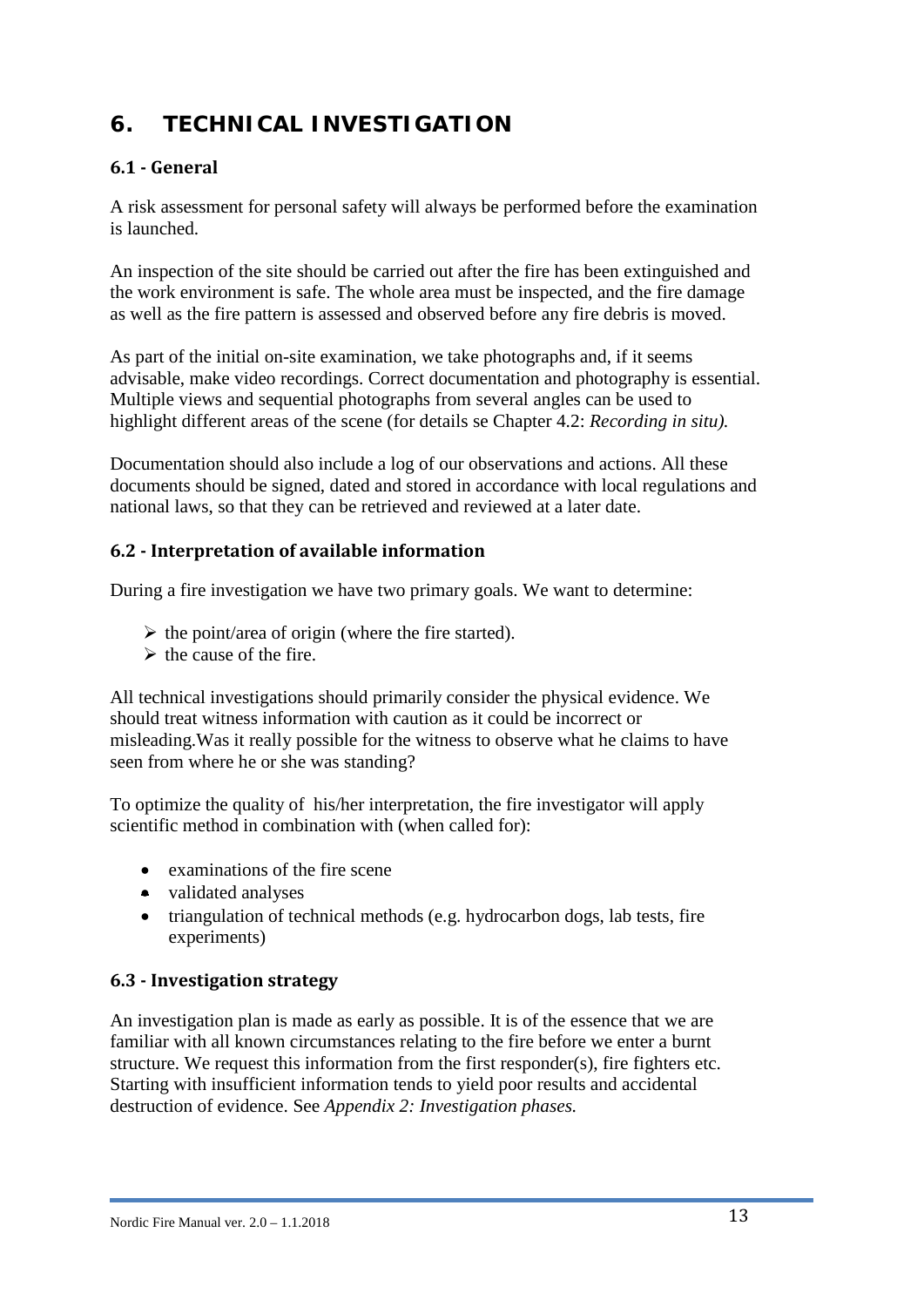# 6. TECHNICAL INVESTIGATION

### 6.1 - General

A risk assessment for personal safety will always be performed before the examination is launched.

An inspection of the site should be carried out after the fire has been extinguished and the work environment is safe. The whole area must be inspected, and the fire damage as well as the fire pattern is assessed and observed before any fire debris is moved.

As part of the initial on-site examination, we take photographs and, if it seems advisable, make video recordings. Correct documentation and photography is essential. Multiple views and sequential photographs from several angles can be used to highlight different areas of the scene (for details se Chapter 4.2: *Recording in situ).*

Documentation should also include a log of our observations and actions. All these documents should be signed, dated and stored in accordance with local regulations and national laws, so that they can be retrieved and reviewed at a later date.

### 6.2 - Interpretation of available information

During a fire investigation we have two primary goals. We want to determine:

- the point/area of origin (where the fire started).
- the cause of the fire.

All technical investigations should primarily consider the physical evidence. We should treat witness information with caution as it could be incorrect or misleading.Was it really possible for the witness to observe what he claims to have seen from where he or she was standing?

To optimize the quality of his/her interpretation, the fire investigator will apply scientific method in combination with (when called for):

- examinations of the fire scene
- validated analyses
- triangulation of technical methods (e.g. hydrocarbon dogs, lab tests, fire experiments)

### 6.3 - Investigation strategy

An investigation plan is made as early as possible. It is of the essence that we are familiar with all known circumstances relating to the fire before we enter a burnt structure. We request this information from the first responder(s), fire fighters etc. Starting with insufficient information tends to yield poor results and accidental destruction of evidence. See *Appendix 2: Investigation phases.*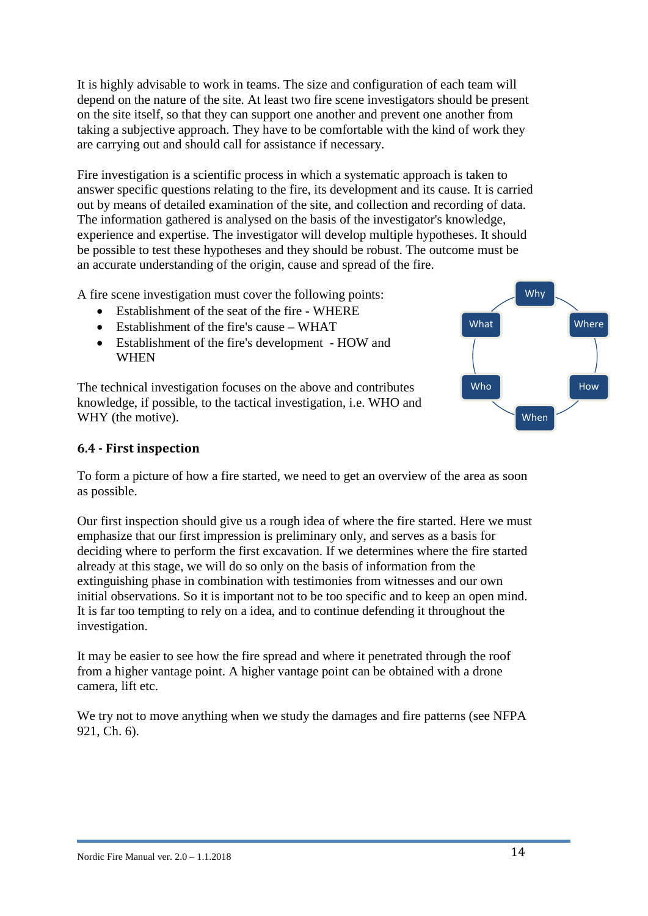It is highly advisable to work in teams. The size and configuration of each team will depend on the nature of the site. At least two fire scene investigators should be present on the site itself, so that they can support one another and prevent one another from taking a subjective approach. They have to be comfortable with the kind of work they are carrying out and should call for assistance if necessary.

Fire investigation is a scientific process in which a systematic approach is taken to answer specific questions relating to the fire, its development and its cause. It is carried out by means of detailed examination of the site, and collection and recording of data. The information gathered is analysed on the basis of the investigator's knowledge, experience and expertise. The investigator will develop multiple hypotheses. It should be possible to test these hypotheses and they should be robust. The outcome must be an accurate understanding of the origin, cause and spread of the fire.

A fire scene investigation must cover the following points:

- Establishment of the seat of the fire - WHERE
- Establishment of the fire's cause – WHAT
- Establishment of the fire's development - HOW and WHEN

The technical investigation focuses on the above and contributes knowledge, if possible, to the tactical investigation, i.e. WHO and WHY (the motive).

Why, Where, How, When, Who, What

### 6.4 - First inspection

To form a picture of how a fire started, we need to get an overview of the area as soon as possible.

Our first inspection should give us a rough idea of where the fire started. Here we must emphasize that our first impression is preliminary only, and serves as a basis for deciding where to perform the first excavation. If we determines where the fire started already at this stage, we will do so only on the basis of information from the extinguishing phase in combination with testimonies from witnesses and our own initial observations. So it is important not to be too specific and to keep an open mind. It is far too tempting to rely on a idea, and to continue defending it throughout the investigation.

It may be easier to see how the fire spread and where it penetrated through the roof from a higher vantage point. A higher vantage point can be obtained with a drone camera, lift etc.

We try not to move anything when we study the damages and fire patterns (see NFPA 921, Ch. 6).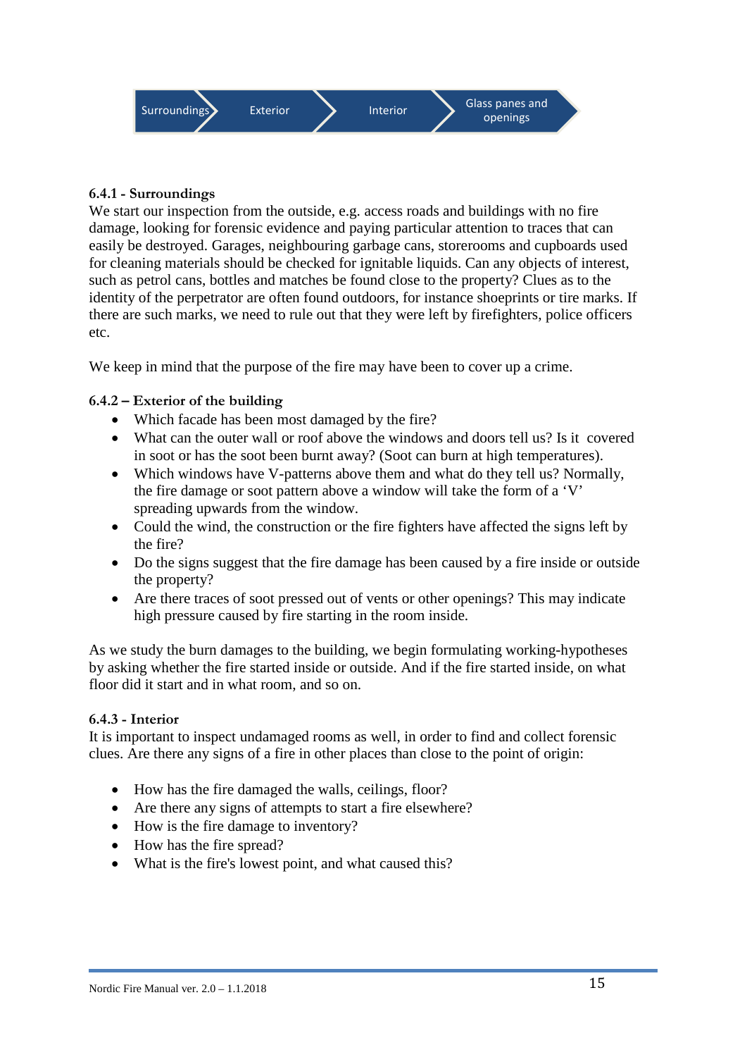Surroundings → Exterior → Interior → Glass panes and openings

#### 6.4.1 - Surroundings

We start our inspection from the outside, e.g. access roads and buildings with no fire damage, looking for forensic evidence and paying particular attention to traces that can easily be destroyed. Garages, neighbouring garbage cans, storerooms and cupboards used for cleaning materials should be checked for ignitable liquids. Can any objects of interest, such as petrol cans, bottles and matches be found close to the property? Clues as to the identity of the perpetrator are often found outdoors, for instance shoeprints or tire marks. If there are such marks, we need to rule out that they were left by firefighters, police officers etc.

We keep in mind that the purpose of the fire may have been to cover up a crime.

#### 6.4.2 – Exterior of the building

- Which facade has been most damaged by the fire?
- What can the outer wall or roof above the windows and doors tell us? Is it covered in soot or has the soot been burnt away? (Soot can burn at high temperatures).
- Which windows have V-patterns above them and what do they tell us? Normally, the fire damage or soot pattern above a window will take the form of a 'V' spreading upwards from the window.
- Could the wind, the construction or the fire fighters have affected the signs left by the fire?
- Do the signs suggest that the fire damage has been caused by a fire inside or outside the property?
- Are there traces of soot pressed out of vents or other openings? This may indicate high pressure caused by fire starting in the room inside.

As we study the burn damages to the building, we begin formulating working-hypotheses by asking whether the fire started inside or outside. And if the fire started inside, on what floor did it start and in what room, and so on.

#### 6.4.3 - Interior

It is important to inspect undamaged rooms as well, in order to find and collect forensic clues. Are there any signs of a fire in other places than close to the point of origin:

- How has the fire damaged the walls, ceilings, floor?
- Are there any signs of attempts to start a fire elsewhere?
- How is the fire damage to inventory?
- How has the fire spread?
- What is the fire's lowest point, and what caused this?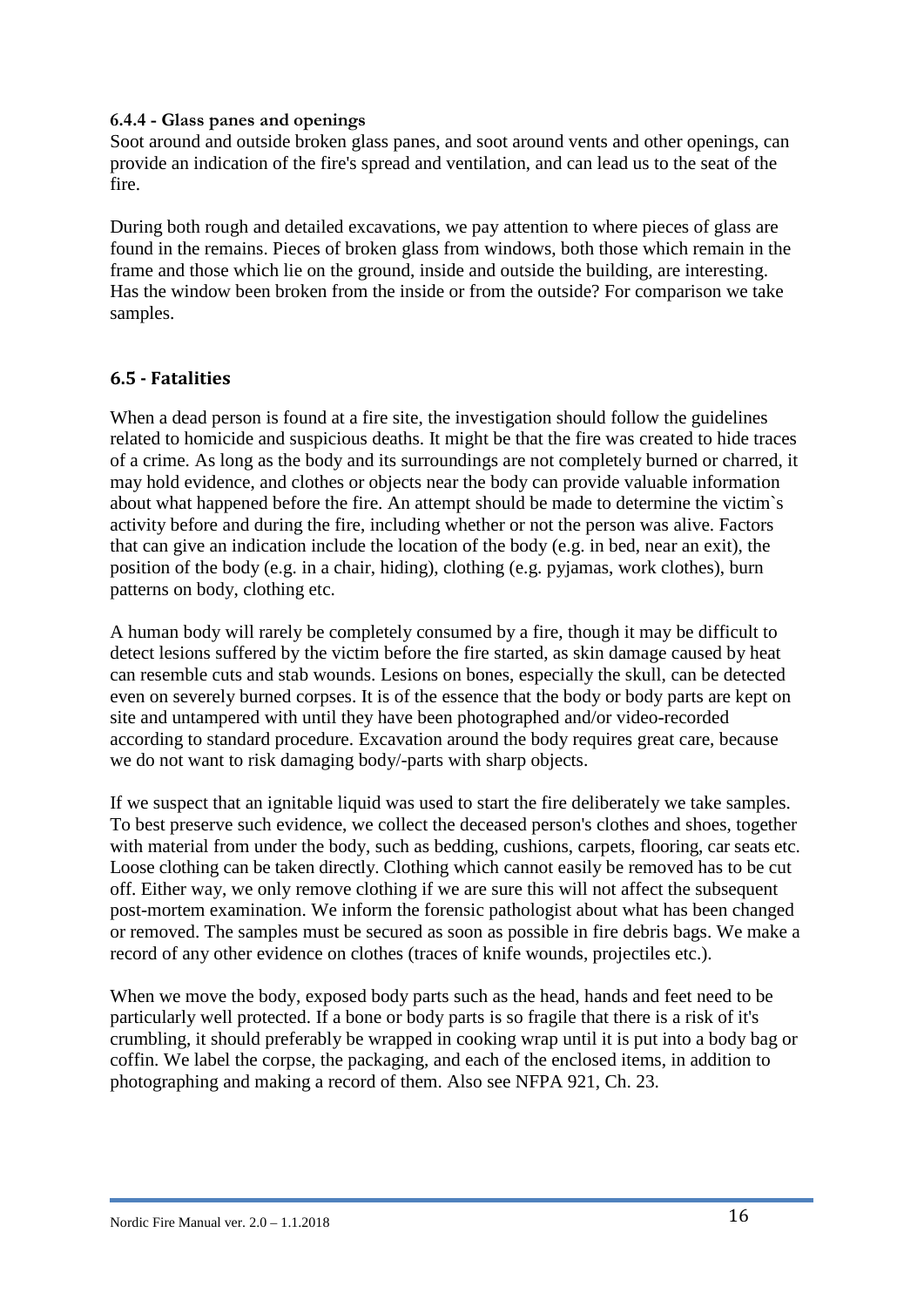#### 6.4.4 - Glass panes and openings

Soot around and outside broken glass panes, and soot around vents and other openings, can provide an indication of the fire's spread and ventilation, and can lead us to the seat of the fire.

During both rough and detailed excavations, we pay attention to where pieces of glass are found in the remains. Pieces of broken glass from windows, both those which remain in the frame and those which lie on the ground, inside and outside the building, are interesting. Has the window been broken from the inside or from the outside? For comparison we take samples.

### 6.5 - Fatalities

When a dead person is found at a fire site, the investigation should follow the guidelines related to homicide and suspicious deaths. It might be that the fire was created to hide traces of a crime. As long as the body and its surroundings are not completely burned or charred, it may hold evidence, and clothes or objects near the body can provide valuable information about what happened before the fire. An attempt should be made to determine the victim`s activity before and during the fire, including whether or not the person was alive. Factors that can give an indication include the location of the body (e.g. in bed, near an exit), the position of the body (e.g. in a chair, hiding), clothing (e.g. pyjamas, work clothes), burn patterns on body, clothing etc.

A human body will rarely be completely consumed by a fire, though it may be difficult to detect lesions suffered by the victim before the fire started, as skin damage caused by heat can resemble cuts and stab wounds. Lesions on bones, especially the skull, can be detected even on severely burned corpses. It is of the essence that the body or body parts are kept on site and untampered with until they have been photographed and/or video-recorded according to standard procedure. Excavation around the body requires great care, because we do not want to risk damaging body/-parts with sharp objects.

If we suspect that an ignitable liquid was used to start the fire deliberately we take samples. To best preserve such evidence, we collect the deceased person's clothes and shoes, together with material from under the body, such as bedding, cushions, carpets, flooring, car seats etc. Loose clothing can be taken directly. Clothing which cannot easily be removed has to be cut off. Either way, we only remove clothing if we are sure this will not affect the subsequent post-mortem examination. We inform the forensic pathologist about what has been changed or removed. The samples must be secured as soon as possible in fire debris bags. We make a record of any other evidence on clothes (traces of knife wounds, projectiles etc.).

When we move the body, exposed body parts such as the head, hands and feet need to be particularly well protected. If a bone or body parts is so fragile that there is a risk of it's crumbling, it should preferably be wrapped in cooking wrap until it is put into a body bag or coffin. We label the corpse, the packaging, and each of the enclosed items, in addition to photographing and making a record of them. Also see NFPA 921, Ch. 23.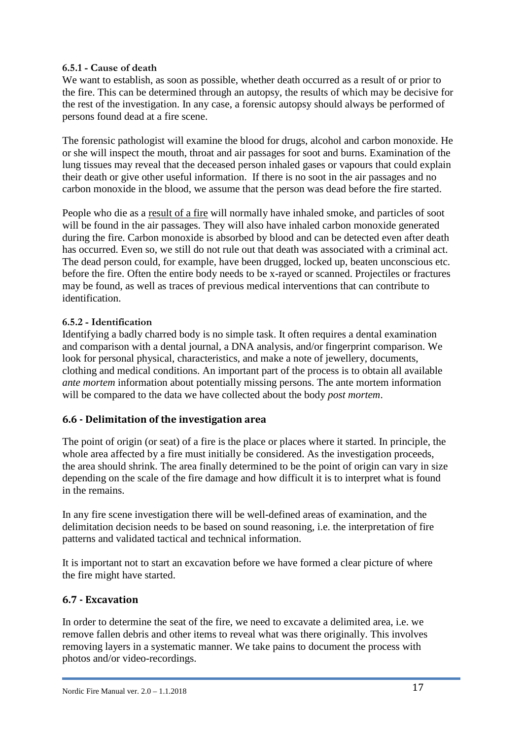#### 6.5.1 - Cause of death

We want to establish, as soon as possible, whether death occurred as a result of or prior to the fire. This can be determined through an autopsy, the results of which may be decisive for the rest of the investigation. In any case, a forensic autopsy should always be performed of persons found dead at a fire scene.

The forensic pathologist will examine the blood for drugs, alcohol and carbon monoxide. He or she will inspect the mouth, throat and air passages for soot and burns. Examination of the lung tissues may reveal that the deceased person inhaled gases or vapours that could explain their death or give other useful information. If there is no soot in the air passages and no carbon monoxide in the blood, we assume that the person was dead before the fire started.

People who die as a result of a fire will normally have inhaled smoke, and particles of soot will be found in the air passages. They will also have inhaled carbon monoxide generated during the fire. Carbon monoxide is absorbed by blood and can be detected even after death has occurred. Even so, we still do not rule out that death was associated with a criminal act. The dead person could, for example, have been drugged, locked up, beaten unconscious etc. before the fire. Often the entire body needs to be x-rayed or scanned. Projectiles or fractures may be found, as well as traces of previous medical interventions that can contribute to identification.

#### 6.5.2 - Identification

Identifying a badly charred body is no simple task. It often requires a dental examination and comparison with a dental journal, a DNA analysis, and/or fingerprint comparison. We look for personal physical, characteristics, and make a note of jewellery, documents, clothing and medical conditions. An important part of the process is to obtain all available *ante mortem* information about potentially missing persons. The ante mortem information will be compared to the data we have collected about the body *post mortem*.

### 6.6 - Delimitation of the investigation area

The point of origin (or seat) of a fire is the place or places where it started. In principle, the whole area affected by a fire must initially be considered. As the investigation proceeds, the area should shrink. The area finally determined to be the point of origin can vary in size depending on the scale of the fire damage and how difficult it is to interpret what is found in the remains.

In any fire scene investigation there will be well-defined areas of examination, and the delimitation decision needs to be based on sound reasoning, i.e. the interpretation of fire patterns and validated tactical and technical information.

It is important not to start an excavation before we have formed a clear picture of where the fire might have started.

### 6.7 - Excavation

In order to determine the seat of the fire, we need to excavate a delimited area, i.e. we remove fallen debris and other items to reveal what was there originally. This involves removing layers in a systematic manner. We take pains to document the process with photos and/or video-recordings.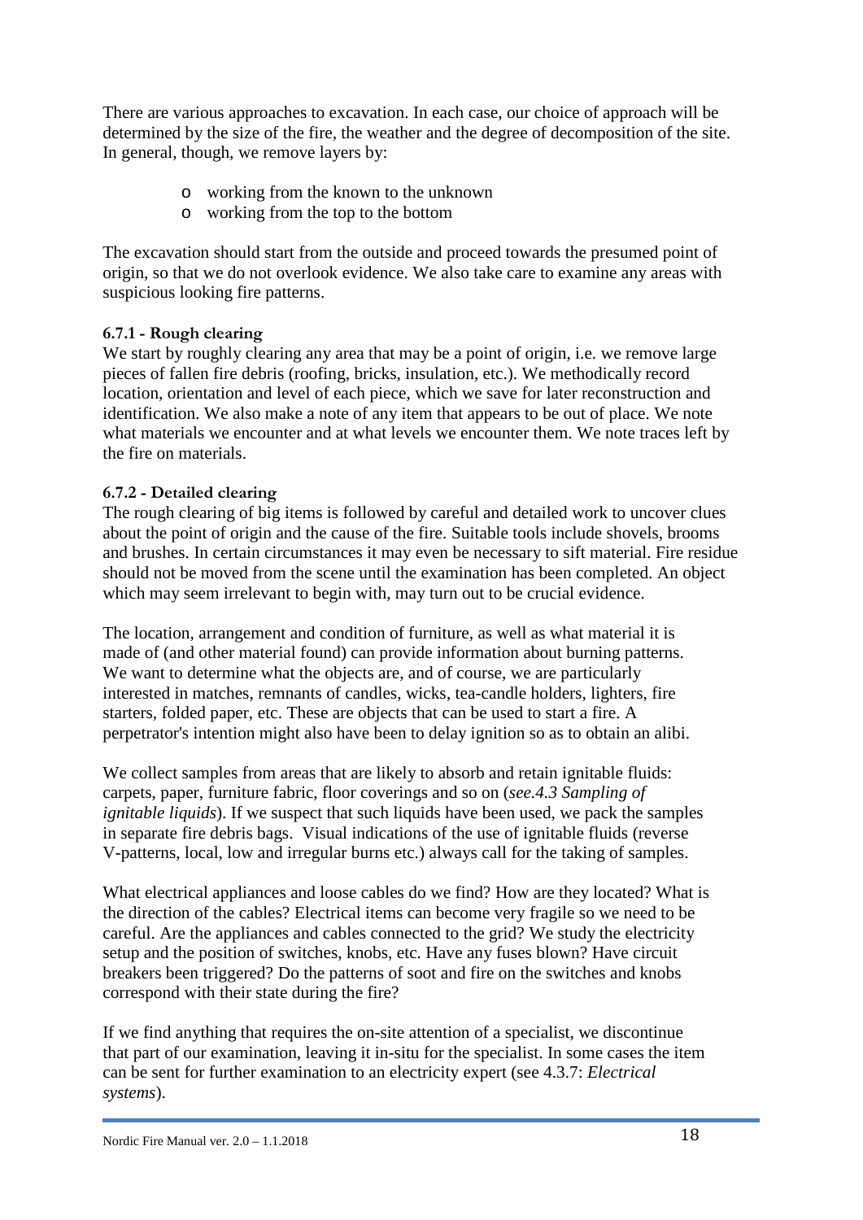There are various approaches to excavation. In each case, our choice of approach will be determined by the size of the fire, the weather and the degree of decomposition of the site. In general, though, we remove layers by:

- working from the known to the unknown
- working from the top to the bottom

The excavation should start from the outside and proceed towards the presumed point of origin, so that we do not overlook evidence. We also take care to examine any areas with suspicious looking fire patterns.

### 6.7.1 - Rough clearing

We start by roughly clearing any area that may be a point of origin, i.e. we remove large pieces of fallen fire debris (roofing, bricks, insulation, etc.). We methodically record location, orientation and level of each piece, which we save for later reconstruction and identification. We also make a note of any item that appears to be out of place. We note what materials we encounter and at what levels we encounter them. We note traces left by the fire on materials.

### 6.7.2 - Detailed clearing

The rough clearing of big items is followed by careful and detailed work to uncover clues about the point of origin and the cause of the fire. Suitable tools include shovels, brooms and brushes. In certain circumstances it may even be necessary to sift material. Fire residue should not be moved from the scene until the examination has been completed. An object which may seem irrelevant to begin with, may turn out to be crucial evidence.

The location, arrangement and condition of furniture, as well as what material it is made of (and other material found) can provide information about burning patterns. We want to determine what the objects are, and of course, we are particularly interested in matches, remnants of candles, wicks, tea-candle holders, lighters, fire starters, folded paper, etc. These are objects that can be used to start a fire. A perpetrator's intention might also have been to delay ignition so as to obtain an alibi.

We collect samples from areas that are likely to absorb and retain ignitable fluids: carpets, paper, furniture fabric, floor coverings and so on (*see.4.3 Sampling of ignitable liquids*). If we suspect that such liquids have been used, we pack the samples in separate fire debris bags. Visual indications of the use of ignitable fluids (reverse V-patterns, local, low and irregular burns etc.) always call for the taking of samples.

What electrical appliances and loose cables do we find? How are they located? What is the direction of the cables? Electrical items can become very fragile so we need to be careful. Are the appliances and cables connected to the grid? We study the electricity setup and the position of switches, knobs, etc. Have any fuses blown? Have circuit breakers been triggered? Do the patterns of soot and fire on the switches and knobs correspond with their state during the fire?

If we find anything that requires the on-site attention of a specialist, we discontinue that part of our examination, leaving it in-situ for the specialist. In some cases the item can be sent for further examination to an electricity expert (see 4.3.7: *Electrical systems*).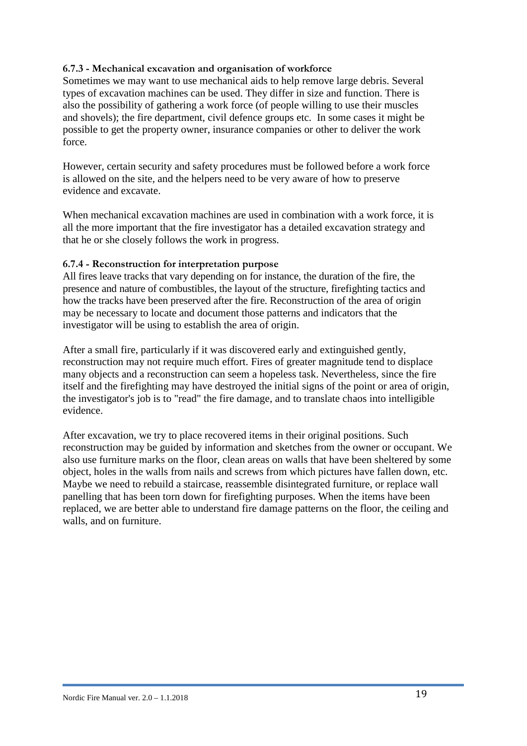### 6.7.3 - Mechanical excavation and organisation of workforce

Sometimes we may want to use mechanical aids to help remove large debris. Several types of excavation machines can be used. They differ in size and function. There is also the possibility of gathering a work force (of people willing to use their muscles and shovels); the fire department, civil defence groups etc. In some cases it might be possible to get the property owner, insurance companies or other to deliver the work force.

However, certain security and safety procedures must be followed before a work force is allowed on the site, and the helpers need to be very aware of how to preserve evidence and excavate.

When mechanical excavation machines are used in combination with a work force, it is all the more important that the fire investigator has a detailed excavation strategy and that he or she closely follows the work in progress.

### 6.7.4 - Reconstruction for interpretation purpose

All fires leave tracks that vary depending on for instance, the duration of the fire, the presence and nature of combustibles, the layout of the structure, firefighting tactics and how the tracks have been preserved after the fire. Reconstruction of the area of origin may be necessary to locate and document those patterns and indicators that the investigator will be using to establish the area of origin.

After a small fire, particularly if it was discovered early and extinguished gently, reconstruction may not require much effort. Fires of greater magnitude tend to displace many objects and a reconstruction can seem a hopeless task. Nevertheless, since the fire itself and the firefighting may have destroyed the initial signs of the point or area of origin, the investigator's job is to "read" the fire damage, and to translate chaos into intelligible evidence.

After excavation, we try to place recovered items in their original positions. Such reconstruction may be guided by information and sketches from the owner or occupant. We also use furniture marks on the floor, clean areas on walls that have been sheltered by some object, holes in the walls from nails and screws from which pictures have fallen down, etc. Maybe we need to rebuild a staircase, reassemble disintegrated furniture, or replace wall panelling that has been torn down for firefighting purposes. When the items have been replaced, we are better able to understand fire damage patterns on the floor, the ceiling and walls, and on furniture.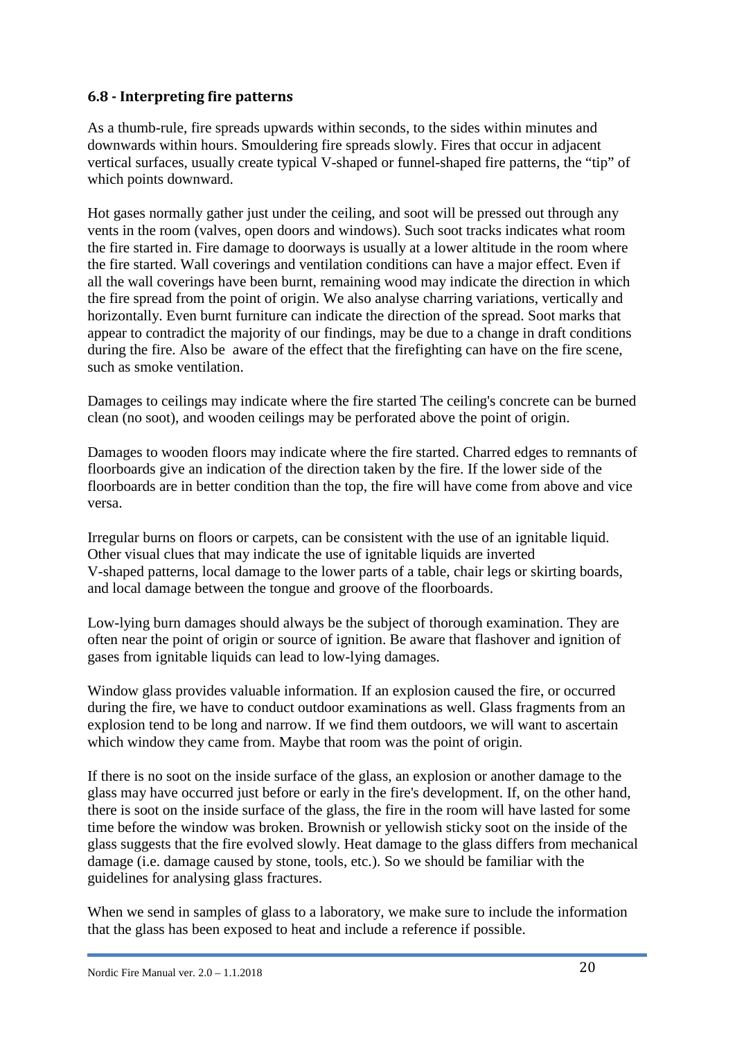### 6.8 - Interpreting fire patterns

As a thumb-rule, fire spreads upwards within seconds, to the sides within minutes and downwards within hours. Smouldering fire spreads slowly. Fires that occur in adjacent vertical surfaces, usually create typical V-shaped or funnel-shaped fire patterns, the "tip" of which points downward.

Hot gases normally gather just under the ceiling, and soot will be pressed out through any vents in the room (valves, open doors and windows). Such soot tracks indicates what room the fire started in. Fire damage to doorways is usually at a lower altitude in the room where the fire started. Wall coverings and ventilation conditions can have a major effect. Even if all the wall coverings have been burnt, remaining wood may indicate the direction in which the fire spread from the point of origin. We also analyse charring variations, vertically and horizontally. Even burnt furniture can indicate the direction of the spread. Soot marks that appear to contradict the majority of our findings, may be due to a change in draft conditions during the fire. Also be aware of the effect that the firefighting can have on the fire scene, such as smoke ventilation.

Damages to ceilings may indicate where the fire started The ceiling's concrete can be burned clean (no soot), and wooden ceilings may be perforated above the point of origin.

Damages to wooden floors may indicate where the fire started. Charred edges to remnants of floorboards give an indication of the direction taken by the fire. If the lower side of the floorboards are in better condition than the top, the fire will have come from above and vice versa.

Irregular burns on floors or carpets, can be consistent with the use of an ignitable liquid. Other visual clues that may indicate the use of ignitable liquids are inverted V-shaped patterns, local damage to the lower parts of a table, chair legs or skirting boards, and local damage between the tongue and groove of the floorboards.

Low-lying burn damages should always be the subject of thorough examination. They are often near the point of origin or source of ignition. Be aware that flashover and ignition of gases from ignitable liquids can lead to low-lying damages.

Window glass provides valuable information. If an explosion caused the fire, or occurred during the fire, we have to conduct outdoor examinations as well. Glass fragments from an explosion tend to be long and narrow. If we find them outdoors, we will want to ascertain which window they came from. Maybe that room was the point of origin.

If there is no soot on the inside surface of the glass, an explosion or another damage to the glass may have occurred just before or early in the fire's development. If, on the other hand, there is soot on the inside surface of the glass, the fire in the room will have lasted for some time before the window was broken. Brownish or yellowish sticky soot on the inside of the glass suggests that the fire evolved slowly. Heat damage to the glass differs from mechanical damage (i.e. damage caused by stone, tools, etc.). So we should be familiar with the guidelines for analysing glass fractures.

When we send in samples of glass to a laboratory, we make sure to include the information that the glass has been exposed to heat and include a reference if possible.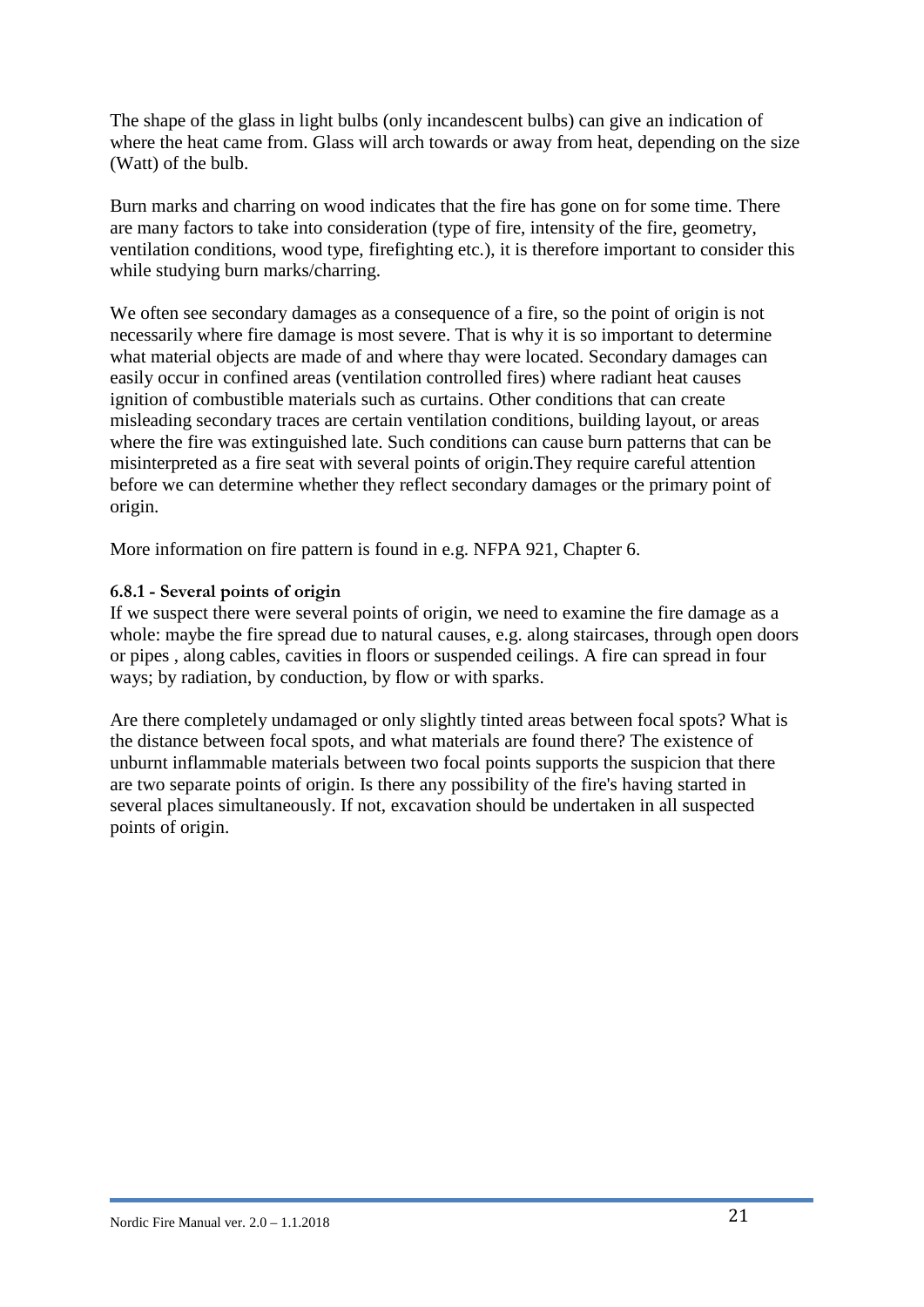The shape of the glass in light bulbs (only incandescent bulbs) can give an indication of where the heat came from. Glass will arch towards or away from heat, depending on the size (Watt) of the bulb.

Burn marks and charring on wood indicates that the fire has gone on for some time. There are many factors to take into consideration (type of fire, intensity of the fire, geometry, ventilation conditions, wood type, firefighting etc.), it is therefore important to consider this while studying burn marks/charring.

We often see secondary damages as a consequence of a fire, so the point of origin is not necessarily where fire damage is most severe. That is why it is so important to determine what material objects are made of and where thay were located. Secondary damages can easily occur in confined areas (ventilation controlled fires) where radiant heat causes ignition of combustible materials such as curtains. Other conditions that can create misleading secondary traces are certain ventilation conditions, building layout, or areas where the fire was extinguished late. Such conditions can cause burn patterns that can be misinterpreted as a fire seat with several points of origin.They require careful attention before we can determine whether they reflect secondary damages or the primary point of origin.

More information on fire pattern is found in e.g. NFPA 921, Chapter 6.

#### 6.8.1 - Several points of origin

If we suspect there were several points of origin, we need to examine the fire damage as a whole: maybe the fire spread due to natural causes, e.g. along staircases, through open doors or pipes , along cables, cavities in floors or suspended ceilings. A fire can spread in four ways; by radiation, by conduction, by flow or with sparks.

Are there completely undamaged or only slightly tinted areas between focal spots? What is the distance between focal spots, and what materials are found there? The existence of unburnt inflammable materials between two focal points supports the suspicion that there are two separate points of origin. Is there any possibility of the fire's having started in several places simultaneously. If not, excavation should be undertaken in all suspected points of origin.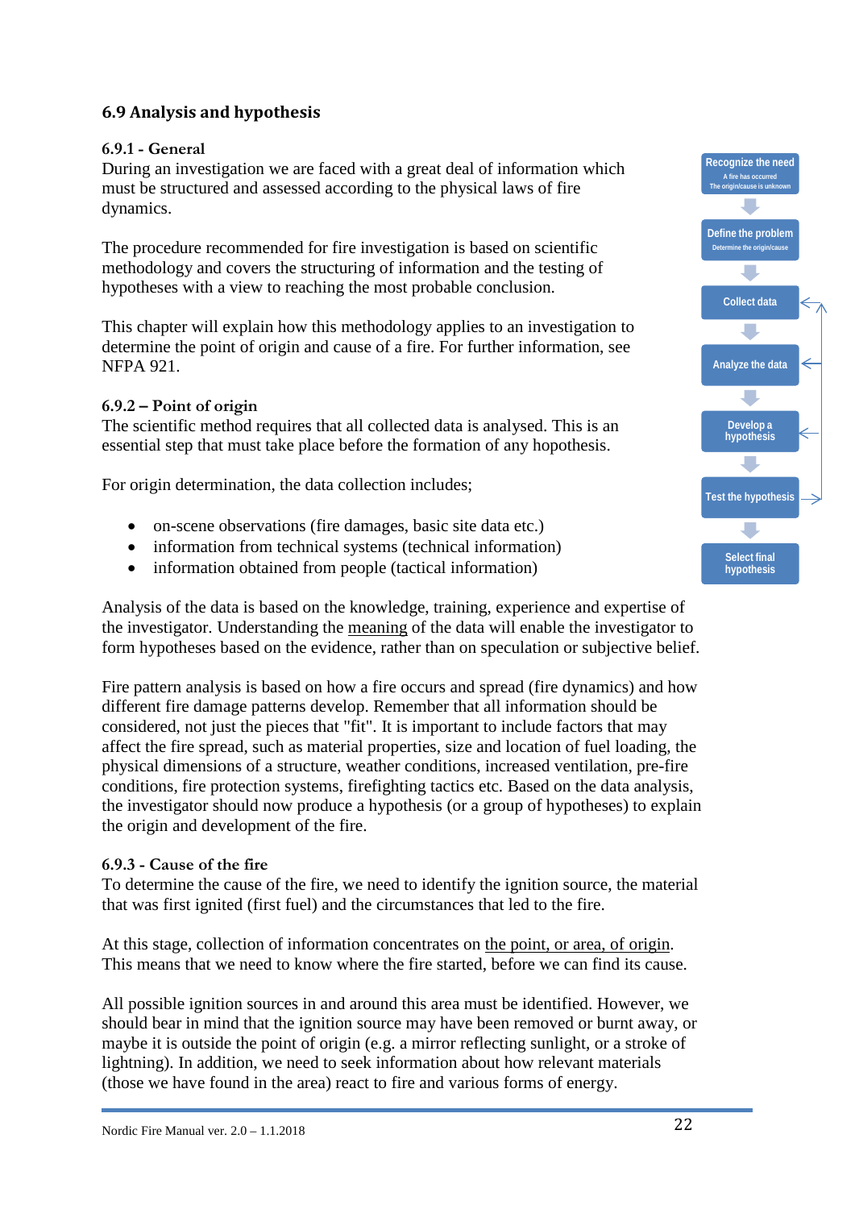## 6.9 Analysis and hypothesis

### 6.9.1 - General

During an investigation we are faced with a great deal of information which must be structured and assessed according to the physical laws of fire dynamics.

The procedure recommended for fire investigation is based on scientific methodology and covers the structuring of information and the testing of hypotheses with a view to reaching the most probable conclusion.

This chapter will explain how this methodology applies to an investigation to determine the point of origin and cause of a fire. For further information, see NFPA 921.

Recognize the need
A fire has occurred
The origin/cause is unknown

Define the problem
Determine the origin/cause

Collect data

Analyze the data

Develop a hypothesis

Test the hypothesis

Select final hypothesis

### 6.9.2 – Point of origin

The scientific method requires that all collected data is analysed. This is an essential step that must take place before the formation of any hypothesis.

For origin determination, the data collection includes;

- on-scene observations (fire damages, basic site data etc.)
- information from technical systems (technical information)
- information obtained from people (tactical information)

Analysis of the data is based on the knowledge, training, experience and expertise of the investigator. Understanding the meaning of the data will enable the investigator to form hypotheses based on the evidence, rather than on speculation or subjective belief.

Fire pattern analysis is based on how a fire occurs and spread (fire dynamics) and how different fire damage patterns develop. Remember that all information should be considered, not just the pieces that "fit". It is important to include factors that may affect the fire spread, such as material properties, size and location of fuel loading, the physical dimensions of a structure, weather conditions, increased ventilation, pre-fire conditions, fire protection systems, firefighting tactics etc. Based on the data analysis, the investigator should now produce a hypothesis (or a group of hypotheses) to explain the origin and development of the fire.

### 6.9.3 - Cause of the fire

To determine the cause of the fire, we need to identify the ignition source, the material that was first ignited (first fuel) and the circumstances that led to the fire.

At this stage, collection of information concentrates on the point, or area, of origin. This means that we need to know where the fire started, before we can find its cause.

All possible ignition sources in and around this area must be identified. However, we should bear in mind that the ignition source may have been removed or burnt away, or maybe it is outside the point of origin (e.g. a mirror reflecting sunlight, or a stroke of lightning). In addition, we need to seek information about how relevant materials (those we have found in the area) react to fire and various forms of energy.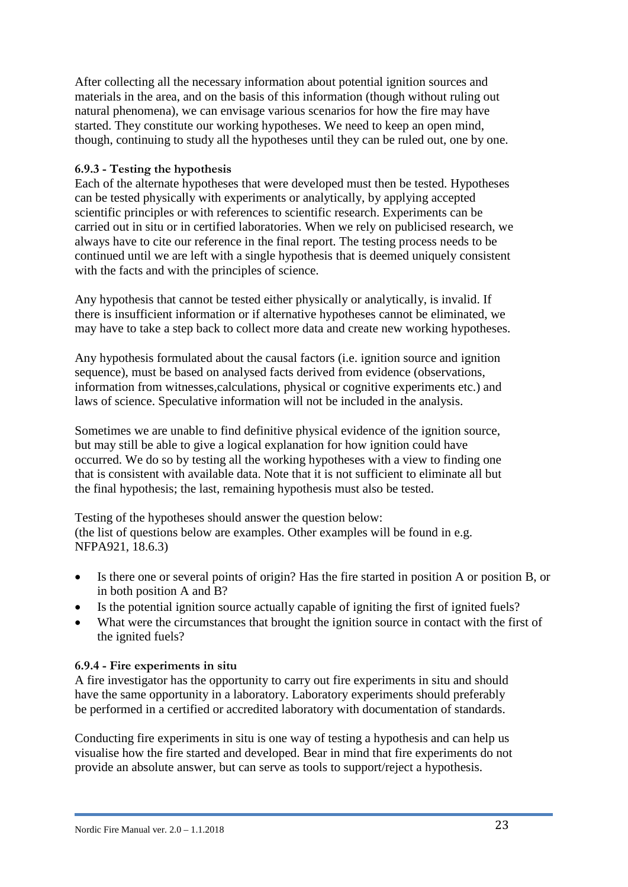After collecting all the necessary information about potential ignition sources and materials in the area, and on the basis of this information (though without ruling out natural phenomena), we can envisage various scenarios for how the fire may have started. They constitute our working hypotheses. We need to keep an open mind, though, continuing to study all the hypotheses until they can be ruled out, one by one.

### 6.9.3 - Testing the hypothesis

Each of the alternate hypotheses that were developed must then be tested. Hypotheses can be tested physically with experiments or analytically, by applying accepted scientific principles or with references to scientific research. Experiments can be carried out in situ or in certified laboratories. When we rely on publicised research, we always have to cite our reference in the final report. The testing process needs to be continued until we are left with a single hypothesis that is deemed uniquely consistent with the facts and with the principles of science.

Any hypothesis that cannot be tested either physically or analytically, is invalid. If there is insufficient information or if alternative hypotheses cannot be eliminated, we may have to take a step back to collect more data and create new working hypotheses.

Any hypothesis formulated about the causal factors (i.e. ignition source and ignition sequence), must be based on analysed facts derived from evidence (observations, information from witnesses,calculations, physical or cognitive experiments etc.) and laws of science. Speculative information will not be included in the analysis.

Sometimes we are unable to find definitive physical evidence of the ignition source, but may still be able to give a logical explanation for how ignition could have occurred. We do so by testing all the working hypotheses with a view to finding one that is consistent with available data. Note that it is not sufficient to eliminate all but the final hypothesis; the last, remaining hypothesis must also be tested.

Testing of the hypotheses should answer the question below:
(the list of questions below are examples. Other examples will be found in e.g. NFPA921, 18.6.3)

- Is there one or several points of origin? Has the fire started in position A or position B, or in both position A and B?
- Is the potential ignition source actually capable of igniting the first of ignited fuels?
- What were the circumstances that brought the ignition source in contact with the first of the ignited fuels?

### 6.9.4 - Fire experiments in situ

A fire investigator has the opportunity to carry out fire experiments in situ and should have the same opportunity in a laboratory. Laboratory experiments should preferably be performed in a certified or accredited laboratory with documentation of standards.

Conducting fire experiments in situ is one way of testing a hypothesis and can help us visualise how the fire started and developed. Bear in mind that fire experiments do not provide an absolute answer, but can serve as tools to support/reject a hypothesis.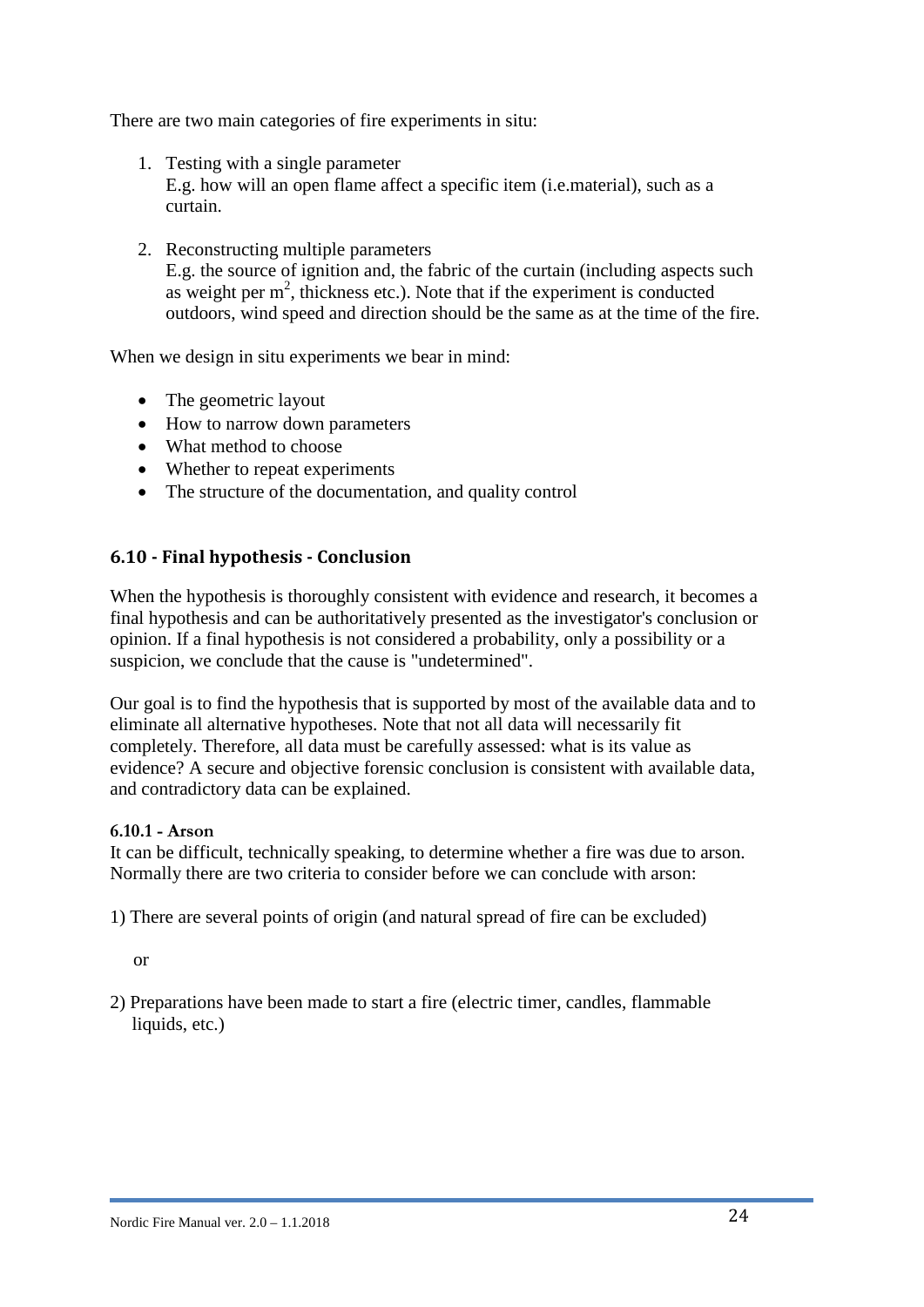There are two main categories of fire experiments in situ:

1. Testing with a single parameter
   E.g. how will an open flame affect a specific item (i.e.material), such as a curtain.

2. Reconstructing multiple parameters
   E.g. the source of ignition and, the fabric of the curtain (including aspects such as weight per $m^2$, thickness etc.). Note that if the experiment is conducted outdoors, wind speed and direction should be the same as at the time of the fire.

When we design in situ experiments we bear in mind:

- The geometric layout
- How to narrow down parameters
- What method to choose
- Whether to repeat experiments
- The structure of the documentation, and quality control

## 6.10 - Final hypothesis - Conclusion

When the hypothesis is thoroughly consistent with evidence and research, it becomes a final hypothesis and can be authoritatively presented as the investigator's conclusion or opinion. If a final hypothesis is not considered a probability, only a possibility or a suspicion, we conclude that the cause is "undetermined".

Our goal is to find the hypothesis that is supported by most of the available data and to eliminate all alternative hypotheses. Note that not all data will necessarily fit completely. Therefore, all data must be carefully assessed: what is its value as evidence? A secure and objective forensic conclusion is consistent with available data, and contradictory data can be explained.

### 6.10.1 - Arson

It can be difficult, technically speaking, to determine whether a fire was due to arson. Normally there are two criteria to consider before we can conclude with arson:

1) There are several points of origin (and natural spread of fire can be excluded)

or

2) Preparations have been made to start a fire (electric timer, candles, flammable liquids, etc.)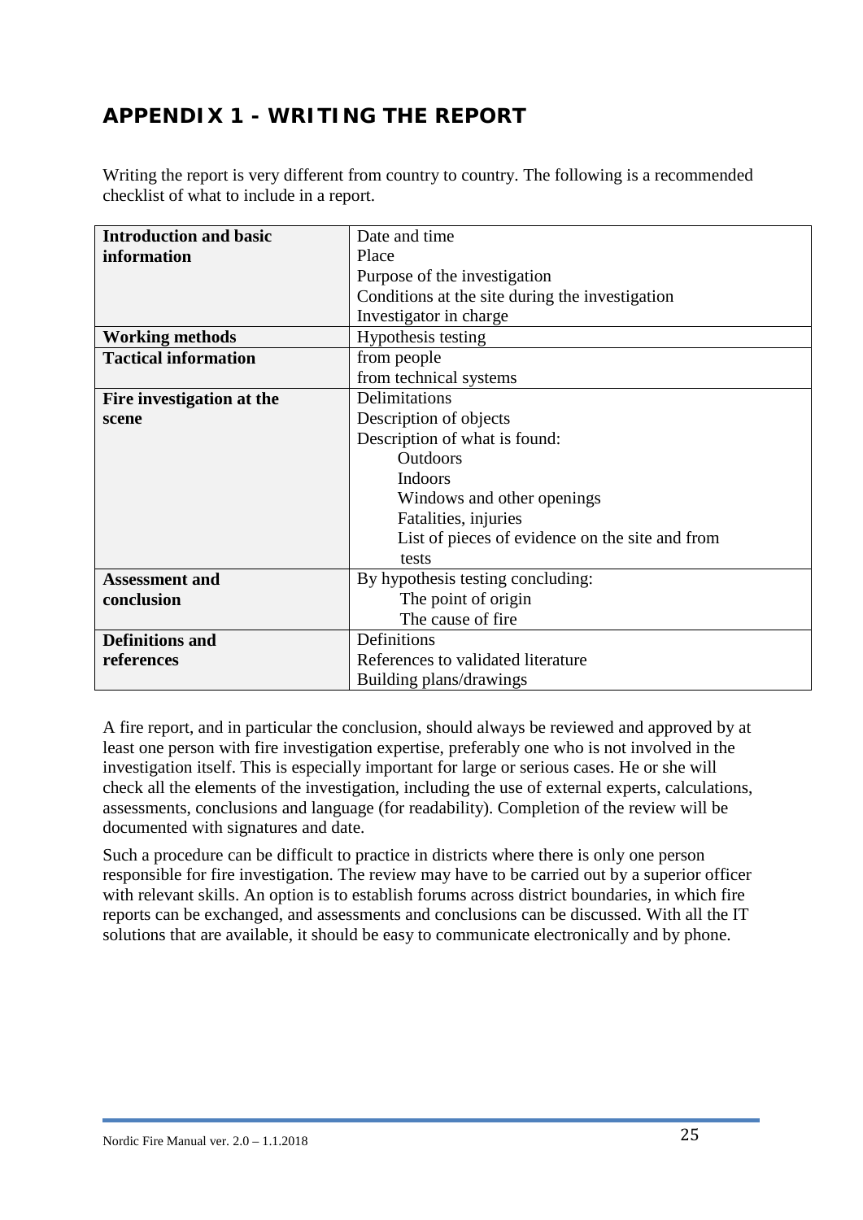# APPENDIX 1 - WRITING THE REPORT

Writing the report is very different from country to country. The following is a recommended checklist of what to include in a report.

| | |
|---|---|
| **Introduction and basic information** | Date and time<br>Place<br>Purpose of the investigation<br>Conditions at the site during the investigation<br>Investigator in charge |
| **Working methods** | Hypothesis testing |
| **Tactical information** | from people<br>from technical systems |
| **Fire investigation at the scene** | Delimitations<br>Description of objects<br>Description of what is found:<br>Outdoors<br>Indoors<br>Windows and other openings<br>Fatalities, injuries<br>List of pieces of evidence on the site and from tests |
| **Assessment and conclusion** | By hypothesis testing concluding:<br>The point of origin<br>The cause of fire |
| **Definitions and references** | Definitions<br>References to validated literature<br>Building plans/drawings |

A fire report, and in particular the conclusion, should always be reviewed and approved by at least one person with fire investigation expertise, preferably one who is not involved in the investigation itself. This is especially important for large or serious cases. He or she will check all the elements of the investigation, including the use of external experts, calculations, assessments, conclusions and language (for readability). Completion of the review will be documented with signatures and date.

Such a procedure can be difficult to practice in districts where there is only one person responsible for fire investigation. The review may have to be carried out by a superior officer with relevant skills. An option is to establish forums across district boundaries, in which fire reports can be exchanged, and assessments and conclusions can be discussed. With all the IT solutions that are available, it should be easy to communicate electronically and by phone.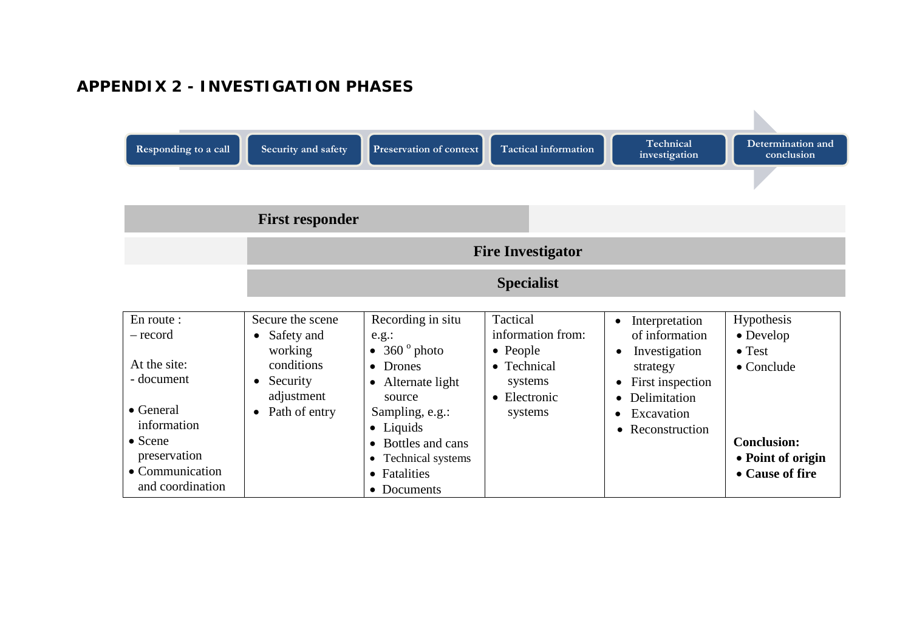# APPENDIX 2 - INVESTIGATION PHASES

| Responding to a call | Security and safety | Preservation of context | Tactical information | Technical investigation | Determination and conclusion |
|---|---|---|---|---|---|
| **First responder** | **First responder** | **First responder** | **First responder** | | |
| | **Fire Investigator** | **Fire Investigator** | **Fire Investigator** | **Fire Investigator** | **Fire Investigator** |
| | **Specialist** | **Specialist** | **Specialist** | **Specialist** | **Specialist** |
| En route :<br>– record<br><br>At the site:<br>- document<br><br>• General information<br>• Scene preservation<br>• Communication and coordination | Secure the scene<br>• Safety and working conditions<br>• Security adjustment<br>• Path of entry | Recording in situ e.g.:<br>• 360 $^{o}$ photo<br>• Drones<br>• Alternate light source<br>Sampling, e.g.:<br>• Liquids<br>• Bottles and cans<br>• Technical systems<br>• Fatalities<br>• Documents | Tactical information from:<br>• People<br>• Technical systems<br>• Electronic systems | • Interpretation of information<br>• Investigation strategy<br>• First inspection<br>• Delimitation<br>• Excavation<br>• Reconstruction | Hypothesis<br>• Develop<br>• Test<br>• Conclude<br><br>**Conclusion:**<br>• **Point of origin**<br>• **Cause of fire** |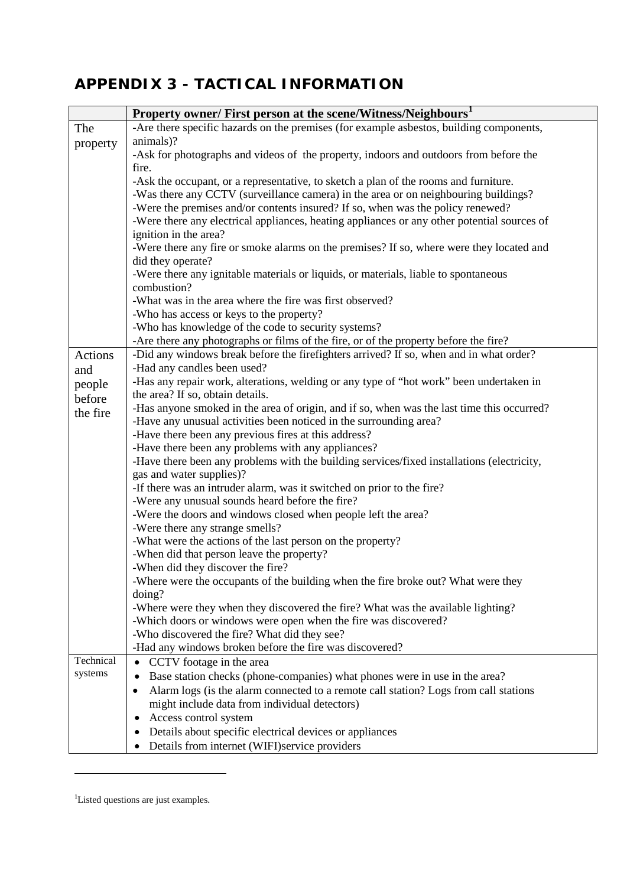## APPENDIX 3 - TACTICAL INFORMATION

| | Property owner/ First person at the scene/Witness/Neighbours[1] |
|---|---|
| The property | -Are there specific hazards on the premises (for example asbestos, building components, animals)?<br>-Ask for photographs and videos of the property, indoors and outdoors from before the fire.<br>-Ask the occupant, or a representative, to sketch a plan of the rooms and furniture.<br>-Was there any CCTV (surveillance camera) in the area or on neighbouring buildings?<br>-Were the premises and/or contents insured? If so, when was the policy renewed?<br>-Were there any electrical appliances, heating appliances or any other potential sources of ignition in the area?<br>-Were there any fire or smoke alarms on the premises? If so, where were they located and did they operate?<br>-Were there any ignitable materials or liquids, or materials, liable to spontaneous combustion?<br>-What was in the area where the fire was first observed?<br>-Who has access or keys to the property?<br>-Who has knowledge of the code to security systems?<br>-Are there any photographs or films of the fire, or of the property before the fire? |
| Actions and people before the fire | -Did any windows break before the firefighters arrived? If so, when and in what order?<br>-Had any candles been used?<br>-Has any repair work, alterations, welding or any type of "hot work" been undertaken in the area? If so, obtain details.<br>-Has anyone smoked in the area of origin, and if so, when was the last time this occurred?<br>-Have any unusual activities been noticed in the surrounding area?<br>-Have there been any previous fires at this address?<br>-Have there been any problems with any appliances?<br>-Have there been any problems with the building services/fixed installations (electricity, gas and water supplies)?<br>-If there was an intruder alarm, was it switched on prior to the fire?<br>-Were any unusual sounds heard before the fire?<br>-Were the doors and windows closed when people left the area?<br>-Were there any strange smells?<br>-What were the actions of the last person on the property?<br>-When did that person leave the property?<br>-When did they discover the fire?<br>-Where were the occupants of the building when the fire broke out? What were they doing?<br>-Where were they when they discovered the fire? What was the available lighting?<br>-Which doors or windows were open when the fire was discovered?<br>-Who discovered the fire? What did they see?<br>-Had any windows broken before the fire was discovered? |
| Technical systems | • CCTV footage in the area<br>• Base station checks (phone-companies) what phones were in use in the area?<br>• Alarm logs (is the alarm connected to a remote call station? Logs from call stations might include data from individual detectors)<br>• Access control system<br>• Details about specific electrical devices or appliances<br>• Details from internet (WIFI)service providers |

[1]Listed questions are just examples.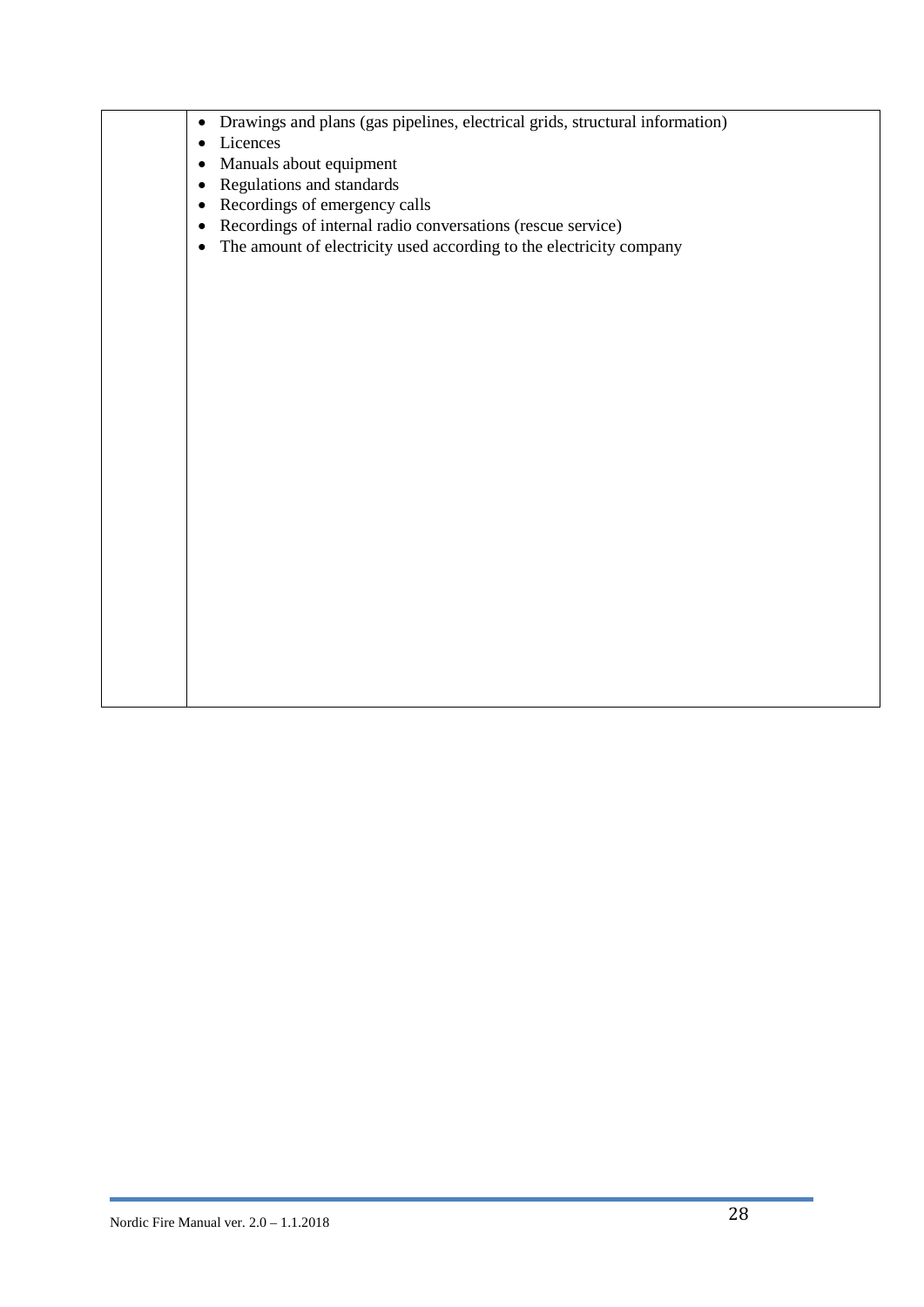|  |  |
|---|---|
|  | • Drawings and plans (gas pipelines, electrical grids, structural information)<br>• Licences<br>• Manuals about equipment<br>• Regulations and standards<br>• Recordings of emergency calls<br>• Recordings of internal radio conversations (rescue service)<br>• The amount of electricity used according to the electricity company |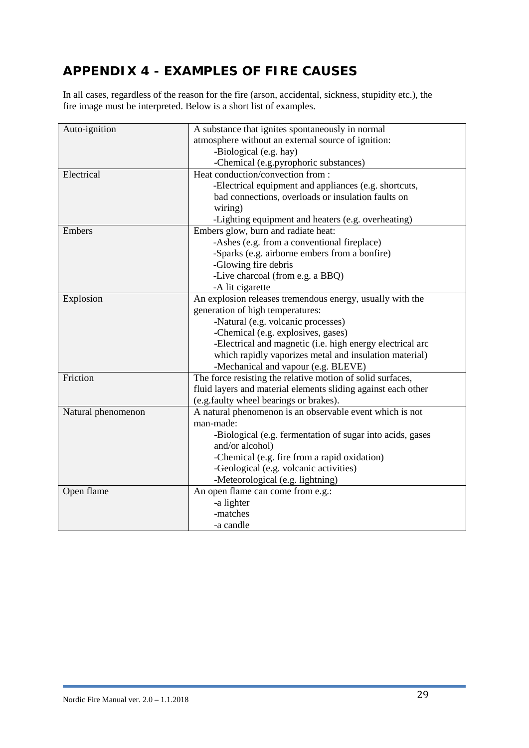# APPENDIX 4 - EXAMPLES OF FIRE CAUSES

In all cases, regardless of the reason for the fire (arson, accidental, sickness, stupidity etc.), the fire image must be interpreted. Below is a short list of examples.

| | |
|---|---|
| Auto-ignition | A substance that ignites spontaneously in normal atmosphere without an external source of ignition:<br>-Biological (e.g. hay)<br>-Chemical (e.g.pyrophoric substances) |
| Electrical | Heat conduction/convection from :<br>-Electrical equipment and appliances (e.g. shortcuts, bad connections, overloads or insulation faults on wiring)<br>-Lighting equipment and heaters (e.g. overheating) |
| Embers | Embers glow, burn and radiate heat:<br>-Ashes (e.g. from a conventional fireplace)<br>-Sparks (e.g. airborne embers from a bonfire)<br>-Glowing fire debris<br>-Live charcoal (from e.g. a BBQ)<br>-A lit cigarette |
| Explosion | An explosion releases tremendous energy, usually with the generation of high temperatures:<br>-Natural (e.g. volcanic processes)<br>-Chemical (e.g. explosives, gases)<br>-Electrical and magnetic (i.e. high energy electrical arc which rapidly vaporizes metal and insulation material)<br>-Mechanical and vapour (e.g. BLEVE) |
| Friction | The force resisting the relative motion of solid surfaces, fluid layers and material elements sliding against each other (e.g.faulty wheel bearings or brakes). |
| Natural phenomenon | A natural phenomenon is an observable event which is not man-made:<br>-Biological (e.g. fermentation of sugar into acids, gases and/or alcohol)<br>-Chemical (e.g. fire from a rapid oxidation)<br>-Geological (e.g. volcanic activities)<br>-Meteorological (e.g. lightning) |
| Open flame | An open flame can come from e.g.:<br>-a lighter<br>-matches<br>-a candle |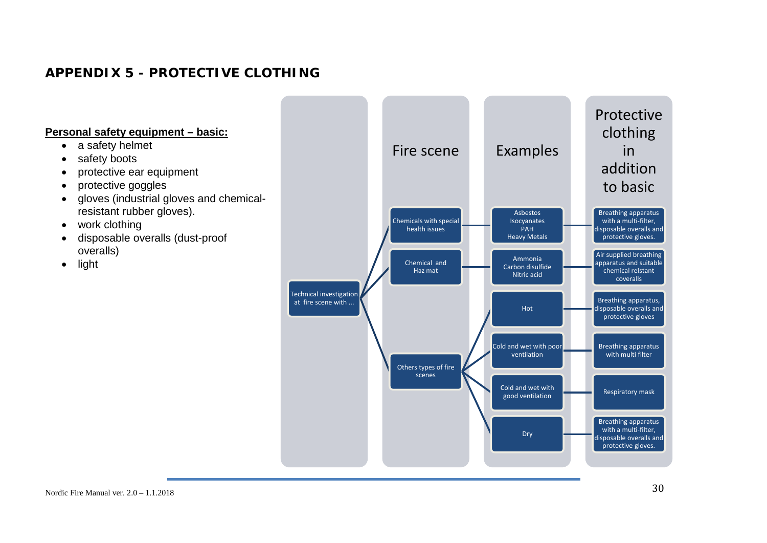## APPENDIX 5 - PROTECTIVE CLOTHING

**Personal safety equipment – basic:**

- a safety helmet
- safety boots
- protective ear equipment
- protective goggles
- gloves (industrial gloves and chemical-resistant rubber gloves).
- work clothing
- disposable overalls (dust-proof overalls)
- light

| | Fire scene | Examples | Protective clothing in addition to basic |
|---|---|---|---|
| Technical investigation at fire scene with ... | Chemicals with special health issues | Asbestos, Isocyanates, PAH, Heavy Metals | Breathing apparatus with a multi-filter, disposable overalls and protective gloves. |
| | Chemical and Haz mat | Ammonia, Carbon disulfide, Nitric acid | Air supplied breathing apparatus and suitable chemical relstant coveralls |
| | Others types of fire scenes | Hot | Breathing apparatus, disposable overalls and protective gloves |
| | | Cold and wet with poor ventilation | Breathing apparatus with multi filter |
| | | Cold and wet with good ventilation | Respiratory mask |
| | | Dry | Breathing apparatus with a multi-filter, disposable overalls and protective gloves. |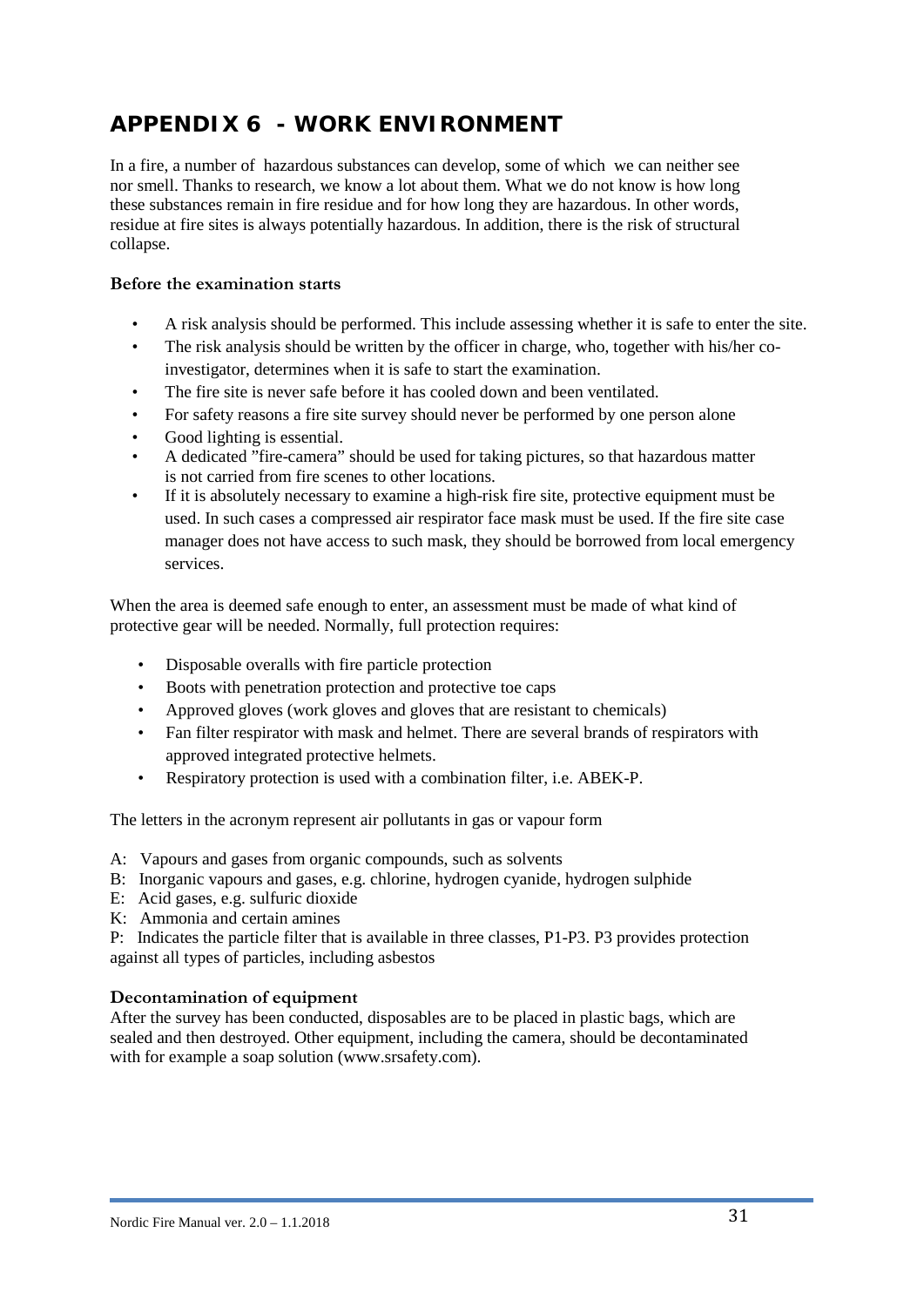# APPENDIX 6 - WORK ENVIRONMENT

In a fire, a number of hazardous substances can develop, some of which we can neither see nor smell. Thanks to research, we know a lot about them. What we do not know is how long these substances remain in fire residue and for how long they are hazardous. In other words, residue at fire sites is always potentially hazardous. In addition, there is the risk of structural collapse.

**Before the examination starts**

- A risk analysis should be performed. This include assessing whether it is safe to enter the site.
- The risk analysis should be written by the officer in charge, who, together with his/her co-investigator, determines when it is safe to start the examination.
- The fire site is never safe before it has cooled down and been ventilated.
- For safety reasons a fire site survey should never be performed by one person alone
- Good lighting is essential.
- A dedicated "fire-camera" should be used for taking pictures, so that hazardous matter is not carried from fire scenes to other locations.
- If it is absolutely necessary to examine a high-risk fire site, protective equipment must be used. In such cases a compressed air respirator face mask must be used. If the fire site case manager does not have access to such mask, they should be borrowed from local emergency services.

When the area is deemed safe enough to enter, an assessment must be made of what kind of protective gear will be needed. Normally, full protection requires:

- Disposable overalls with fire particle protection
- Boots with penetration protection and protective toe caps
- Approved gloves (work gloves and gloves that are resistant to chemicals)
- Fan filter respirator with mask and helmet. There are several brands of respirators with approved integrated protective helmets.
- Respiratory protection is used with a combination filter, i.e. ABEK-P.

The letters in the acronym represent air pollutants in gas or vapour form

A: Vapours and gases from organic compounds, such as solvents
B: Inorganic vapours and gases, e.g. chlorine, hydrogen cyanide, hydrogen sulphide
E: Acid gases, e.g. sulfuric dioxide
K: Ammonia and certain amines
P: Indicates the particle filter that is available in three classes, P1-P3. P3 provides protection against all types of particles, including asbestos

**Decontamination of equipment**

After the survey has been conducted, disposables are to be placed in plastic bags, which are sealed and then destroyed. Other equipment, including the camera, should be decontaminated with for example a soap solution (www.srsafety.com).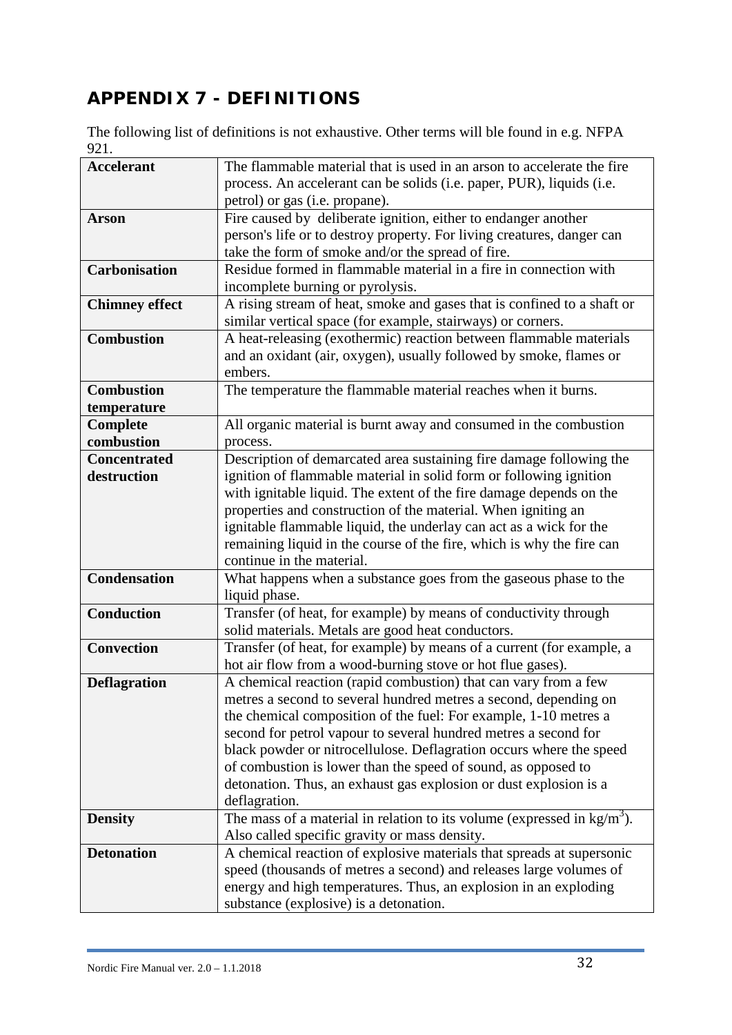# APPENDIX 7 - DEFINITIONS

The following list of definitions is not exhaustive. Other terms will ble found in e.g. NFPA 921.

| | |
|---|---|
| **Accelerant** | The flammable material that is used in an arson to accelerate the fire process. An accelerant can be solids (i.e. paper, PUR), liquids (i.e. petrol) or gas (i.e. propane). |
| **Arson** | Fire caused by deliberate ignition, either to endanger another person's life or to destroy property. For living creatures, danger can take the form of smoke and/or the spread of fire. |
| **Carbonisation** | Residue formed in flammable material in a fire in connection with incomplete burning or pyrolysis. |
| **Chimney effect** | A rising stream of heat, smoke and gases that is confined to a shaft or similar vertical space (for example, stairways) or corners. |
| **Combustion** | A heat-releasing (exothermic) reaction between flammable materials and an oxidant (air, oxygen), usually followed by smoke, flames or embers. |
| **Combustion temperature** | The temperature the flammable material reaches when it burns. |
| **Complete combustion** | All organic material is burnt away and consumed in the combustion process. |
| **Concentrated destruction** | Description of demarcated area sustaining fire damage following the ignition of flammable material in solid form or following ignition with ignitable liquid. The extent of the fire damage depends on the properties and construction of the material. When igniting an ignitable flammable liquid, the underlay can act as a wick for the remaining liquid in the course of the fire, which is why the fire can continue in the material. |
| **Condensation** | What happens when a substance goes from the gaseous phase to the liquid phase. |
| **Conduction** | Transfer (of heat, for example) by means of conductivity through solid materials. Metals are good heat conductors. |
| **Convection** | Transfer (of heat, for example) by means of a current (for example, a hot air flow from a wood-burning stove or hot flue gases). |
| **Deflagration** | A chemical reaction (rapid combustion) that can vary from a few metres a second to several hundred metres a second, depending on the chemical composition of the fuel: For example, 1-10 metres a second for petrol vapour to several hundred metres a second for black powder or nitrocellulose. Deflagration occurs where the speed of combustion is lower than the speed of sound, as opposed to detonation. Thus, an exhaust gas explosion or dust explosion is a deflagration. |
| **Density** | The mass of a material in relation to its volume (expressed in $kg/m^3$). Also called specific gravity or mass density. |
| **Detonation** | A chemical reaction of explosive materials that spreads at supersonic speed (thousands of metres a second) and releases large volumes of energy and high temperatures. Thus, an explosion in an exploding substance (explosive) is a detonation. |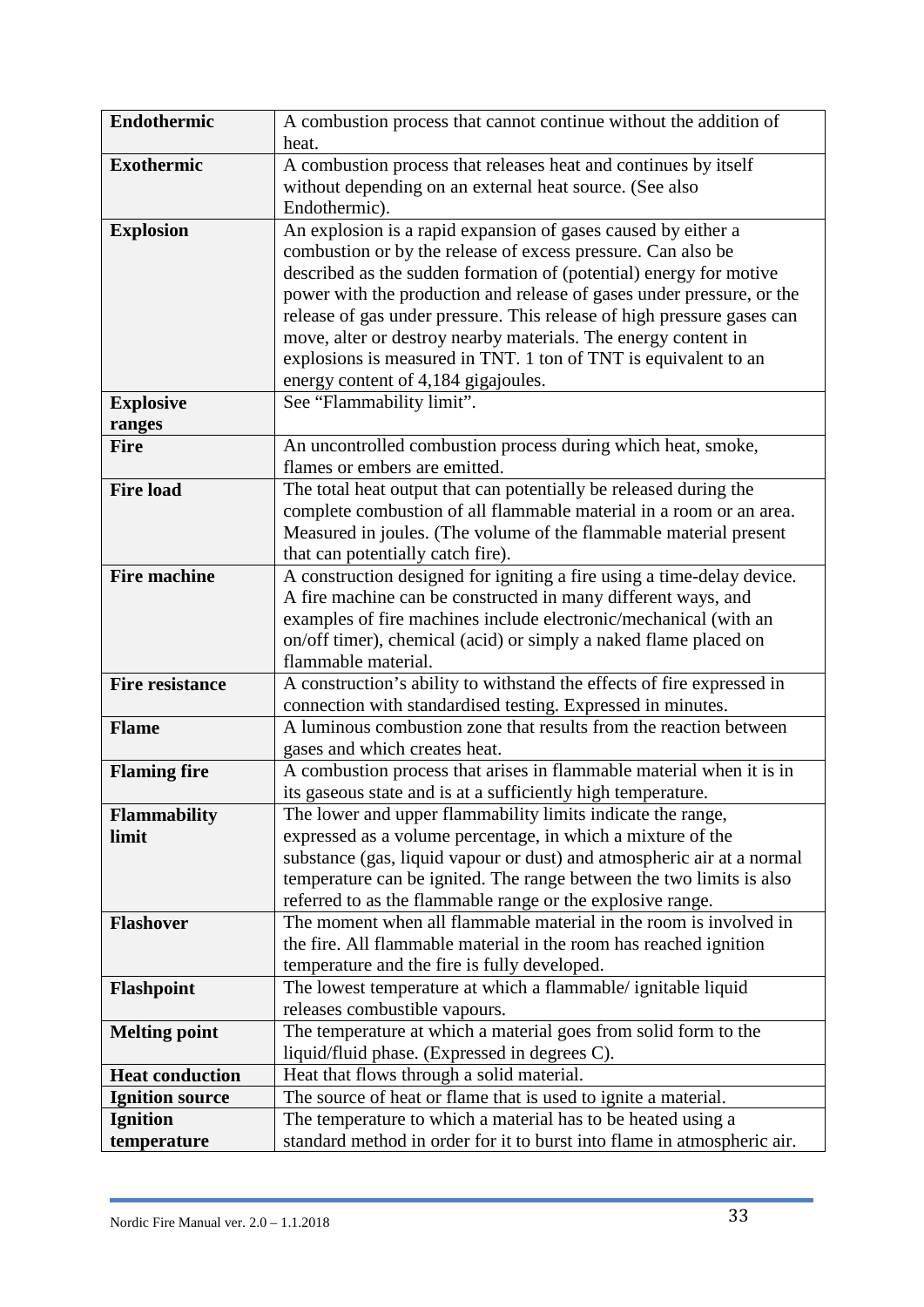| | |
|---|---|
| **Endothermic** | A combustion process that cannot continue without the addition of heat. |
| **Exothermic** | A combustion process that releases heat and continues by itself without depending on an external heat source. (See also Endothermic). |
| **Explosion** | An explosion is a rapid expansion of gases caused by either a combustion or by the release of excess pressure. Can also be described as the sudden formation of (potential) energy for motive power with the production and release of gases under pressure, or the release of gas under pressure. This release of high pressure gases can move, alter or destroy nearby materials. The energy content in explosions is measured in TNT. 1 ton of TNT is equivalent to an energy content of 4,184 gigajoules. |
| **Explosive ranges** | See "Flammability limit". |
| **Fire** | An uncontrolled combustion process during which heat, smoke, flames or embers are emitted. |
| **Fire load** | The total heat output that can potentially be released during the complete combustion of all flammable material in a room or an area. Measured in joules. (The volume of the flammable material present that can potentially catch fire). |
| **Fire machine** | A construction designed for igniting a fire using a time-delay device. A fire machine can be constructed in many different ways, and examples of fire machines include electronic/mechanical (with an on/off timer), chemical (acid) or simply a naked flame placed on flammable material. |
| **Fire resistance** | A construction's ability to withstand the effects of fire expressed in connection with standardised testing. Expressed in minutes. |
| **Flame** | A luminous combustion zone that results from the reaction between gases and which creates heat. |
| **Flaming fire** | A combustion process that arises in flammable material when it is in its gaseous state and is at a sufficiently high temperature. |
| **Flammability limit** | The lower and upper flammability limits indicate the range, expressed as a volume percentage, in which a mixture of the substance (gas, liquid vapour or dust) and atmospheric air at a normal temperature can be ignited. The range between the two limits is also referred to as the flammable range or the explosive range. |
| **Flashover** | The moment when all flammable material in the room is involved in the fire. All flammable material in the room has reached ignition temperature and the fire is fully developed. |
| **Flashpoint** | The lowest temperature at which a flammable/ ignitable liquid releases combustible vapours. |
| **Melting point** | The temperature at which a material goes from solid form to the liquid/fluid phase. (Expressed in degrees C). |
| **Heat conduction** | Heat that flows through a solid material. |
| **Ignition source** | The source of heat or flame that is used to ignite a material. |
| **Ignition temperature** | The temperature to which a material has to be heated using a standard method in order for it to burst into flame in atmospheric air. |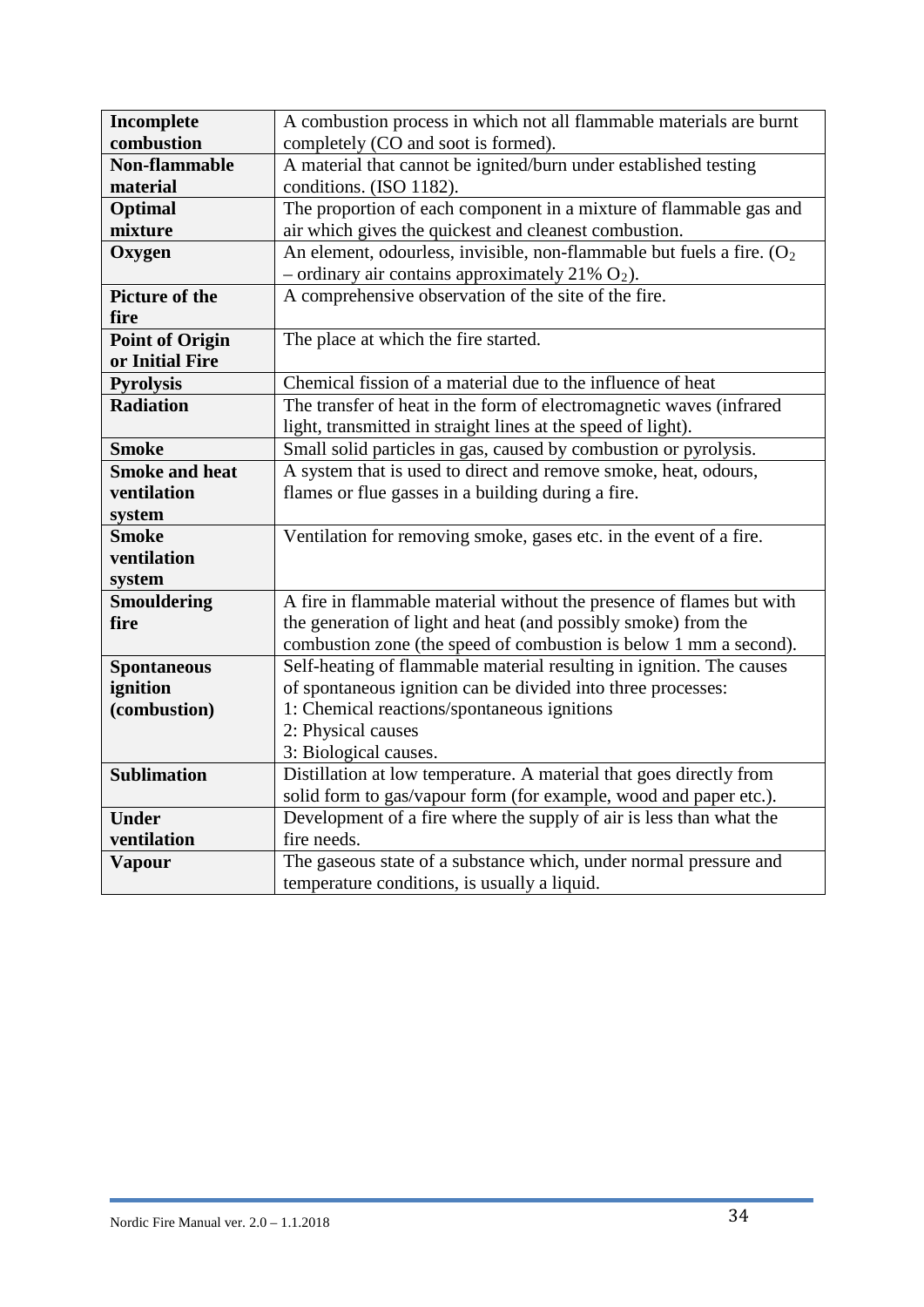| Incomplete combustion | A combustion process in which not all flammable materials are burnt completely (CO and soot is formed). |
|---|---|
| **Non-flammable material** | A material that cannot be ignited/burn under established testing conditions. (ISO 1182). |
| **Optimal mixture** | The proportion of each component in a mixture of flammable gas and air which gives the quickest and cleanest combustion. |
| **Oxygen** | An element, odourless, invisible, non-flammable but fuels a fire. ($O_2$ – ordinary air contains approximately 21% $O_2$). |
| **Picture of the fire** | A comprehensive observation of the site of the fire. |
| **Point of Origin or Initial Fire** | The place at which the fire started. |
| **Pyrolysis** | Chemical fission of a material due to the influence of heat |
| **Radiation** | The transfer of heat in the form of electromagnetic waves (infrared light, transmitted in straight lines at the speed of light). |
| **Smoke** | Small solid particles in gas, caused by combustion or pyrolysis. |
| **Smoke and heat ventilation system** | A system that is used to direct and remove smoke, heat, odours, flames or flue gasses in a building during a fire. |
| **Smoke ventilation system** | Ventilation for removing smoke, gases etc. in the event of a fire. |
| **Smouldering fire** | A fire in flammable material without the presence of flames but with the generation of light and heat (and possibly smoke) from the combustion zone (the speed of combustion is below 1 mm a second). |
| **Spontaneous ignition (combustion)** | Self-heating of flammable material resulting in ignition. The causes of spontaneous ignition can be divided into three processes:<br>1: Chemical reactions/spontaneous ignitions<br>2: Physical causes<br>3: Biological causes. |
| **Sublimation** | Distillation at low temperature. A material that goes directly from solid form to gas/vapour form (for example, wood and paper etc.). |
| **Under ventilation** | Development of a fire where the supply of air is less than what the fire needs. |
| **Vapour** | The gaseous state of a substance which, under normal pressure and temperature conditions, is usually a liquid. |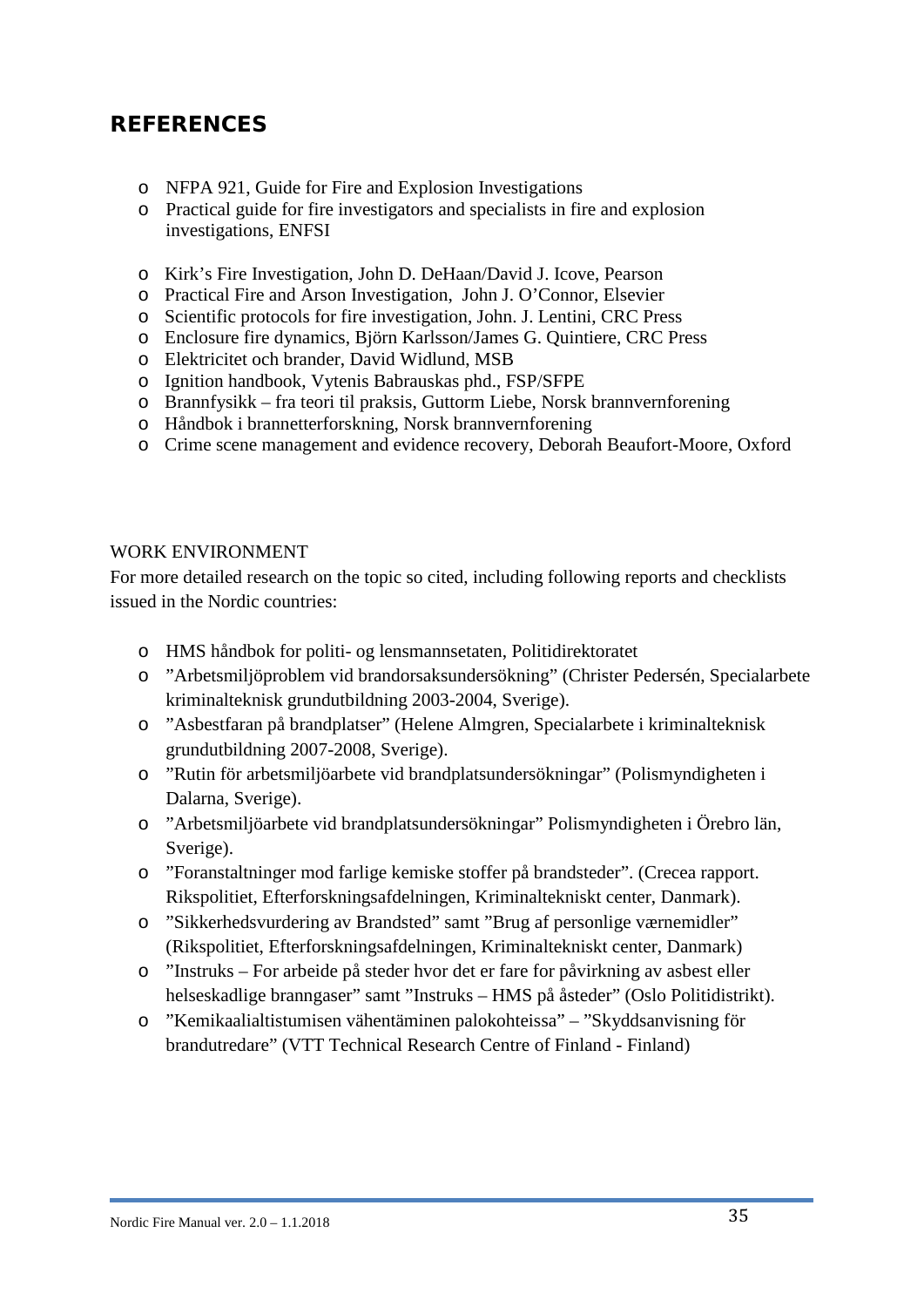## REFERENCES

- NFPA 921, Guide for Fire and Explosion Investigations
- Practical guide for fire investigators and specialists in fire and explosion investigations, ENFSI

- Kirk's Fire Investigation, John D. DeHaan/David J. Icove, Pearson
- Practical Fire and Arson Investigation, John J. O'Connor, Elsevier
- Scientific protocols for fire investigation, John. J. Lentini, CRC Press
- Enclosure fire dynamics, Björn Karlsson/James G. Quintiere, CRC Press
- Elektricitet och brander, David Widlund, MSB
- Ignition handbook, Vytenis Babrauskas phd., FSP/SFPE
- Brannfysikk – fra teori til praksis, Guttorm Liebe, Norsk brannvernforening
- Håndbok i brannetterforskning, Norsk brannvernforening
- Crime scene management and evidence recovery, Deborah Beaufort-Moore, Oxford

WORK ENVIRONMENT

For more detailed research on the topic so cited, including following reports and checklists issued in the Nordic countries:

- HMS håndbok for politi- og lensmannsetaten, Politidirektoratet
- ”Arbetsmiljöproblem vid brandorsaksundersökning” (Christer Pedersén, Specialarbete kriminalteknisk grundutbildning 2003-2004, Sverige).
- ”Asbestfaran på brandplatser” (Helene Almgren, Specialarbete i kriminalteknisk grundutbildning 2007-2008, Sverige).
- ”Rutin för arbetsmiljöarbete vid brandplatsundersökningar” (Polismyndigheten i Dalarna, Sverige).
- ”Arbetsmiljöarbete vid brandplatsundersökningar” Polismyndigheten i Örebro län, Sverige).
- ”Foranstaltninger mod farlige kemiske stoffer på brandsteder”. (Crecea rapport. Rikspolitiet, Efterforskningsafdelningen, Kriminaltekniskt center, Danmark).
- ”Sikkerhedsvurdering av Brandsted” samt ”Brug af personlige værnemidler” (Rikspolitiet, Efterforskningsafdelningen, Kriminaltekniskt center, Danmark)
- ”Instruks – For arbeide på steder hvor det er fare for påvirkning av asbest eller helseskadlige branngaser” samt ”Instruks – HMS på åsteder” (Oslo Politidistrikt).
- ”Kemikaalialtistumisen vähentäminen palokohteissa” – ”Skyddsanvisning för brandutredare” (VTT Technical Research Centre of Finland - Finland)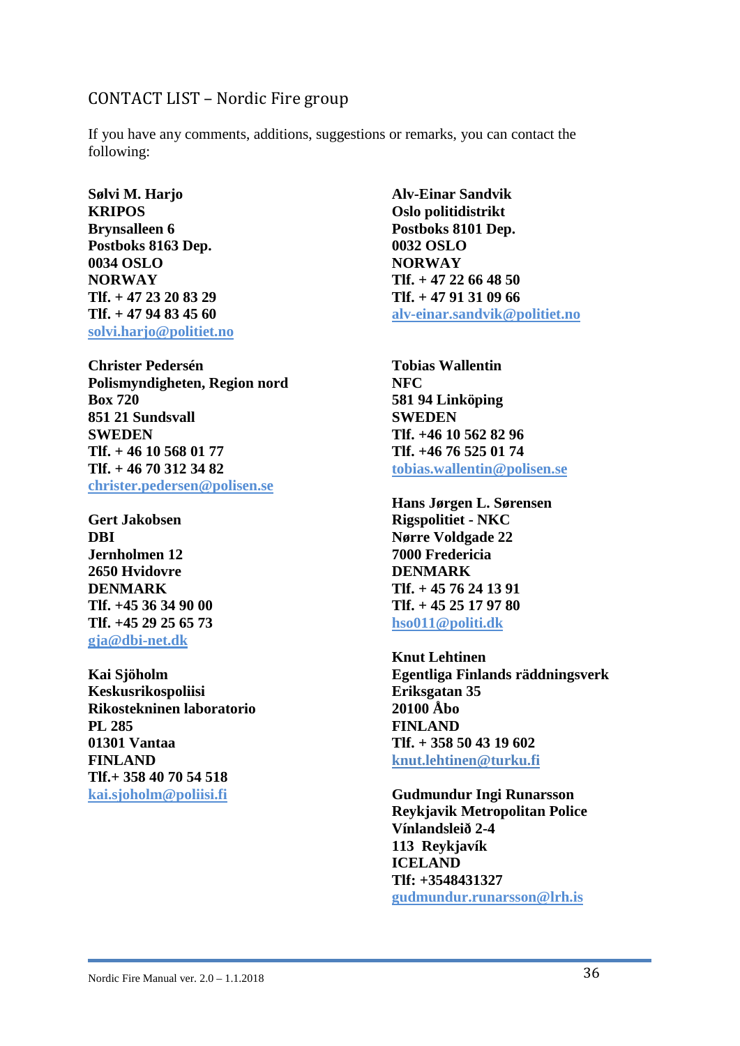## CONTACT LIST – Nordic Fire group

If you have any comments, additions, suggestions or remarks, you can contact the following:

**Sølvi M. Harjo**
**KRIPOS**
**Brynsalleen 6**
**Postboks 8163 Dep.**
**0034 OSLO**
**NORWAY**
**Tlf. + 47 23 20 83 29**
**Tlf. + 47 94 83 45 60**
**solvi.harjo@politiet.no**

**Christer Pedersén**
**Polismyndigheten, Region nord**
**Box 720**
**851 21 Sundsvall**
**SWEDEN**
**Tlf. + 46 10 568 01 77**
**Tlf. + 46 70 312 34 82**
**christer.pedersen@polisen.se**

**Gert Jakobsen**
**DBI**
**Jernholmen 12**
**2650 Hvidovre**
**DENMARK**
**Tlf. +45 36 34 90 00**
**Tlf. +45 29 25 65 73**
**gja@dbi-net.dk**

**Kai Sjöholm**
**Keskusrikospoliisi**
**Rikostekninen laboratorio**
**PL 285**
**01301 Vantaa**
**FINLAND**
**Tlf.+ 358 40 70 54 518**
**kai.sjoholm@poliisi.fi**

**Alv-Einar Sandvik**
**Oslo politidistrikt**
**Postboks 8101 Dep.**
**0032 OSLO**
**NORWAY**
**Tlf. + 47 22 66 48 50**
**Tlf. + 47 91 31 09 66**
**alv-einar.sandvik@politiet.no**

**Tobias Wallentin**
**NFC**
**581 94 Linköping**
**SWEDEN**
**Tlf. +46 10 562 82 96**
**Tlf. +46 76 525 01 74**
**tobias.wallentin@polisen.se**

**Hans Jørgen L. Sørensen**
**Rigspolitiet - NKC**
**Nørre Voldgade 22**
**7000 Fredericia**
**DENMARK**
**Tlf. + 45 76 24 13 91**
**Tlf. + 45 25 17 97 80**
**hso011@politi.dk**

**Knut Lehtinen**
**Egentliga Finlands räddningsverk**
**Eriksgatan 35**
**20100 Åbo**
**FINLAND**
**Tlf. + 358 50 43 19 602**
**knut.lehtinen@turku.fi**

**Gudmundur Ingi Runarsson**
**Reykjavik Metropolitan Police**
**Vínlandsleið 2-4**
**113 Reykjavík**
**ICELAND**
**Tlf: +3548431327**
**gudmundur.runarsson@lrh.is**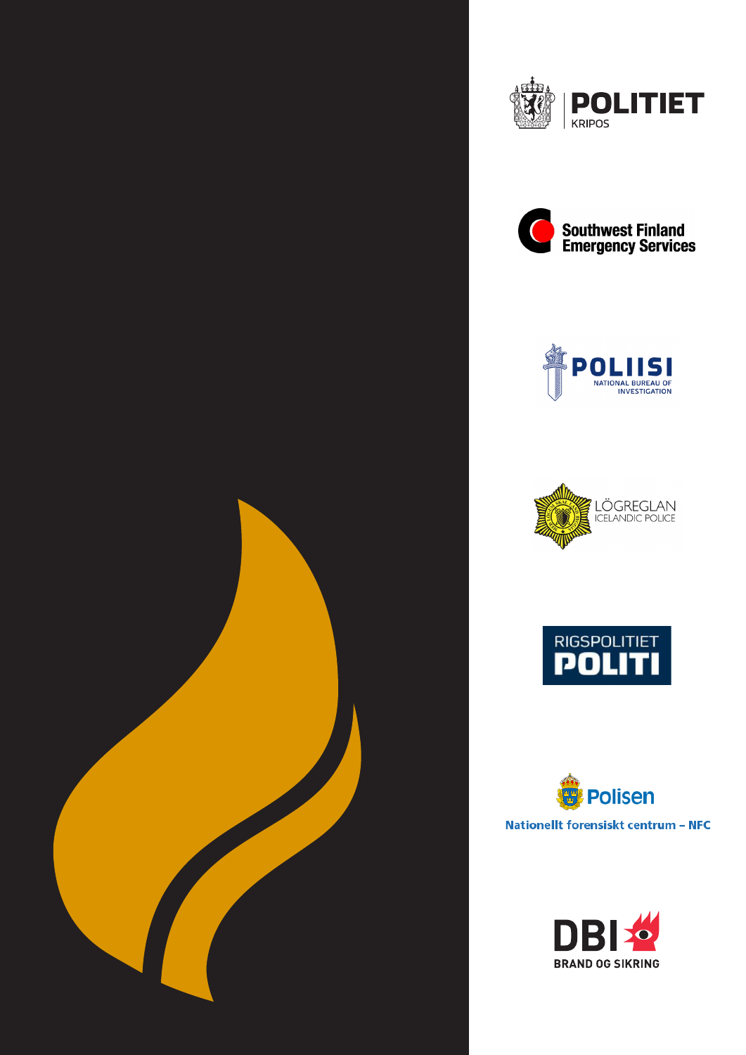POLITIET

KRIPOS

Southwest Finland
Emergency Services

POLIISI

NATIONAL BUREAU OF
INVESTIGATION

LÖGREGLAN
ICELANDIC POLICE

RIGSPOLITIET
POLITI

Polisen

Nationellt forensiskt centrum – NFC

DBI

BRAND OG SIKRING